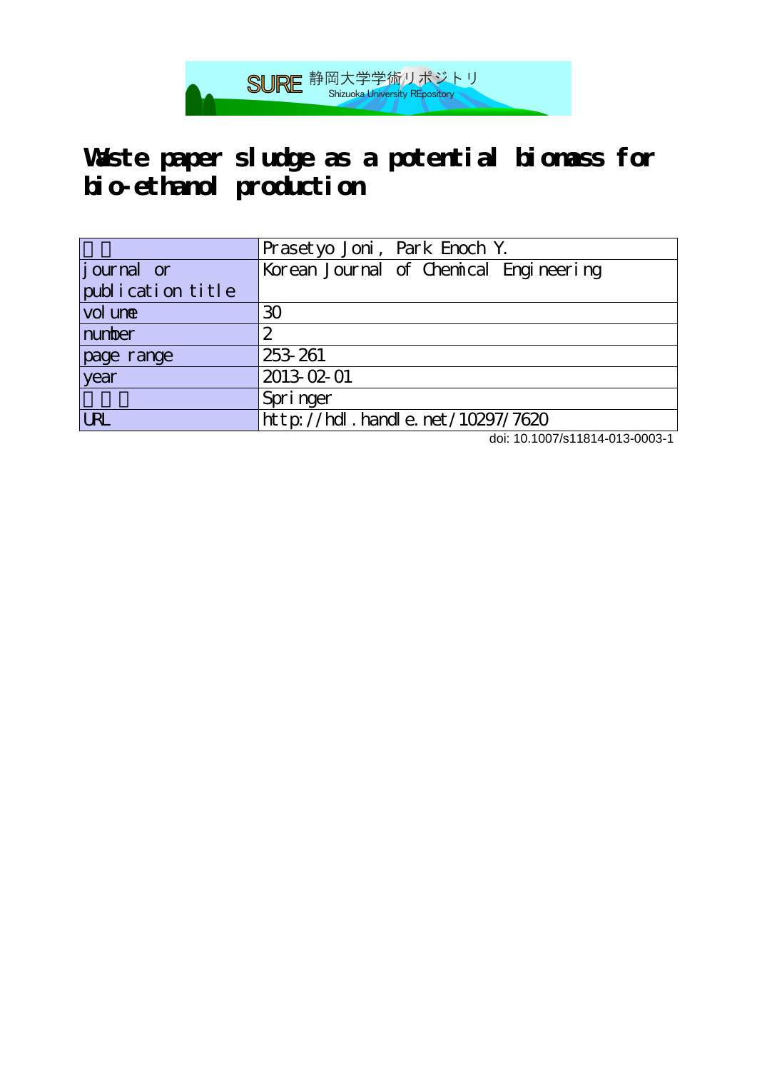SURE 静岡大学学術リポジトリ
Shizuoka University REpository

# Waste paper sludge as a potential biomass for bio-ethanol production

| | |
|---|---|
| 著者 | Prasetyo Joni, Park Enoch Y. |
| journal or publication title | Korean Journal of Chemical Engineering |
| volume | 30 |
| number | 2 |
| page range | 253-261 |
| year | 2013-02-01 |
| 出版者 | Springer |
| URL | http://hdl.handle.net/10297/7620 |

doi: 10.1007/s11814-013-0003-1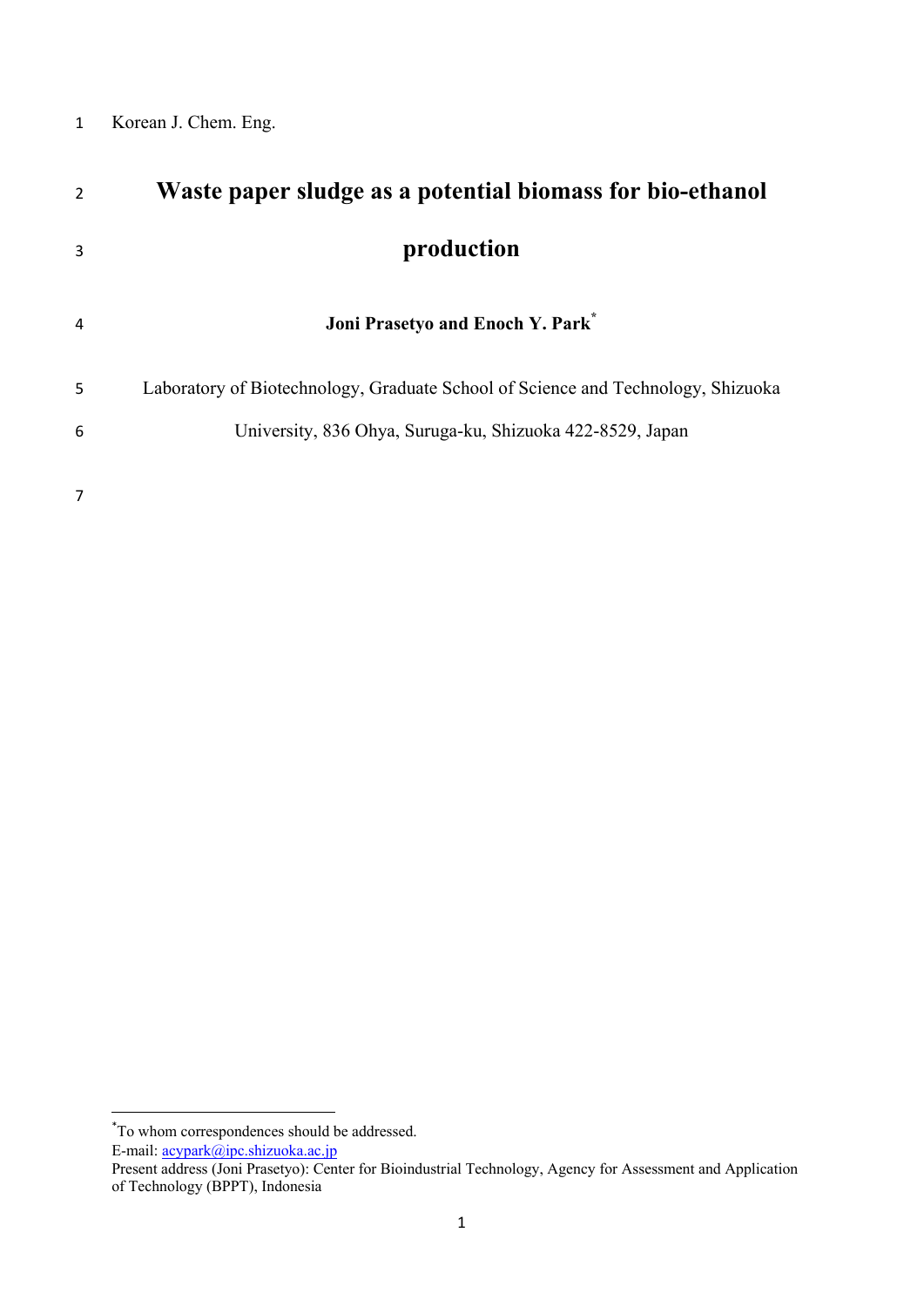Korean J. Chem. Eng.

# Waste paper sludge as a potential biomass for bio-ethanol production

**Joni Prasetyo and Enoch Y. Park***

Laboratory of Biotechnology, Graduate School of Science and Technology, Shizuoka University, 836 Ohya, Suruga-ku, Shizuoka 422-8529, Japan

---

*To whom correspondences should be addressed.
E-mail: acypark@ipc.shizuoka.ac.jp
Present address (Joni Prasetyo): Center for Bioindustrial Technology, Agency for Assessment and Application of Technology (BPPT), Indonesia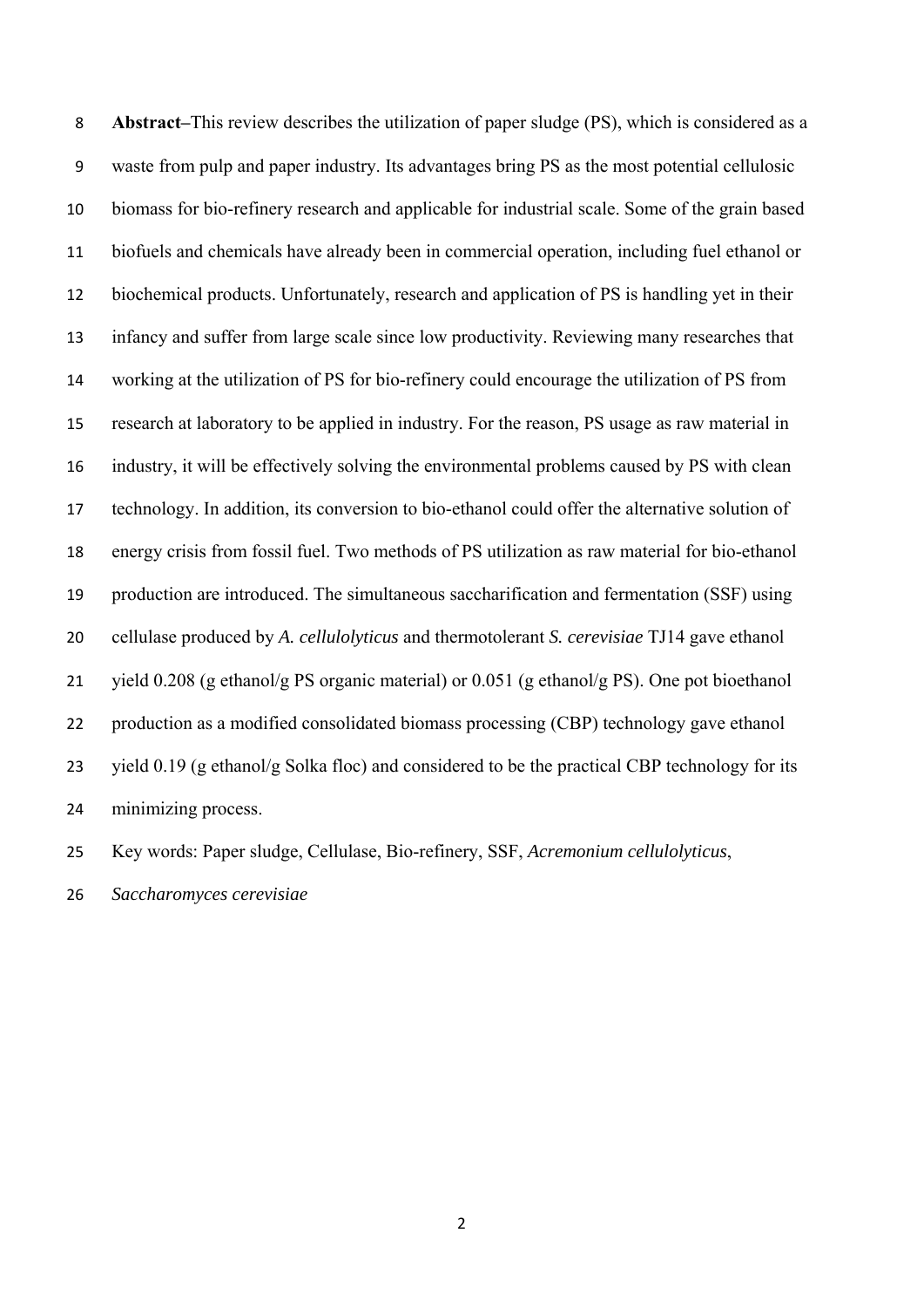**Abstract–**This review describes the utilization of paper sludge (PS), which is considered as a waste from pulp and paper industry. Its advantages bring PS as the most potential cellulosic biomass for bio-refinery research and applicable for industrial scale. Some of the grain based biofuels and chemicals have already been in commercial operation, including fuel ethanol or biochemical products. Unfortunately, research and application of PS is handling yet in their infancy and suffer from large scale since low productivity. Reviewing many researches that working at the utilization of PS for bio-refinery could encourage the utilization of PS from research at laboratory to be applied in industry. For the reason, PS usage as raw material in industry, it will be effectively solving the environmental problems caused by PS with clean technology. In addition, its conversion to bio-ethanol could offer the alternative solution of energy crisis from fossil fuel. Two methods of PS utilization as raw material for bio-ethanol production are introduced. The simultaneous saccharification and fermentation (SSF) using cellulase produced by *A. cellulolyticus* and thermotolerant *S. cerevisiae* TJ14 gave ethanol yield 0.208 (g ethanol/g PS organic material) or 0.051 (g ethanol/g PS). One pot bioethanol production as a modified consolidated biomass processing (CBP) technology gave ethanol yield 0.19 (g ethanol/g Solka floc) and considered to be the practical CBP technology for its minimizing process.

Key words: Paper sludge, Cellulase, Bio-refinery, SSF, *Acremonium cellulolyticus*, *Saccharomyces cerevisiae*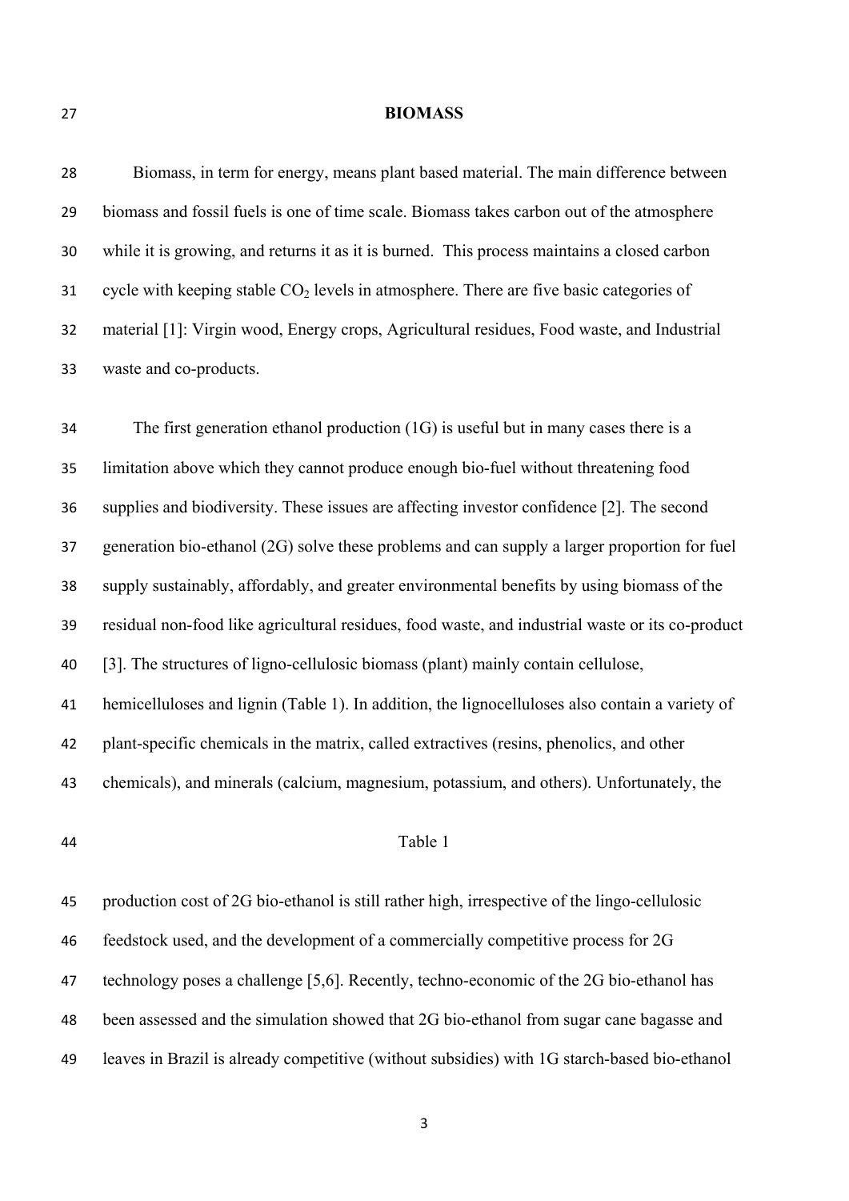# BIOMASS

Biomass, in term for energy, means plant based material. The main difference between biomass and fossil fuels is one of time scale. Biomass takes carbon out of the atmosphere while it is growing, and returns it as it is burned. This process maintains a closed carbon cycle with keeping stable $CO_2$ levels in atmosphere. There are five basic categories of material [1]: Virgin wood, Energy crops, Agricultural residues, Food waste, and Industrial waste and co-products.

The first generation ethanol production (1G) is useful but in many cases there is a limitation above which they cannot produce enough bio-fuel without threatening food supplies and biodiversity. These issues are affecting investor confidence [2]. The second generation bio-ethanol (2G) solve these problems and can supply a larger proportion for fuel supply sustainably, affordably, and greater environmental benefits by using biomass of the residual non-food like agricultural residues, food waste, and industrial waste or its co-product [3]. The structures of ligno-cellulosic biomass (plant) mainly contain cellulose, hemicelluloses and lignin (Table 1). In addition, the lignocelluloses also contain a variety of plant-specific chemicals in the matrix, called extractives (resins, phenolics, and other chemicals), and minerals (calcium, magnesium, potassium, and others). Unfortunately, the

Table 1

production cost of 2G bio-ethanol is still rather high, irrespective of the lingo-cellulosic feedstock used, and the development of a commercially competitive process for 2G technology poses a challenge [5,6]. Recently, techno-economic of the 2G bio-ethanol has been assessed and the simulation showed that 2G bio-ethanol from sugar cane bagasse and leaves in Brazil is already competitive (without subsidies) with 1G starch-based bio-ethanol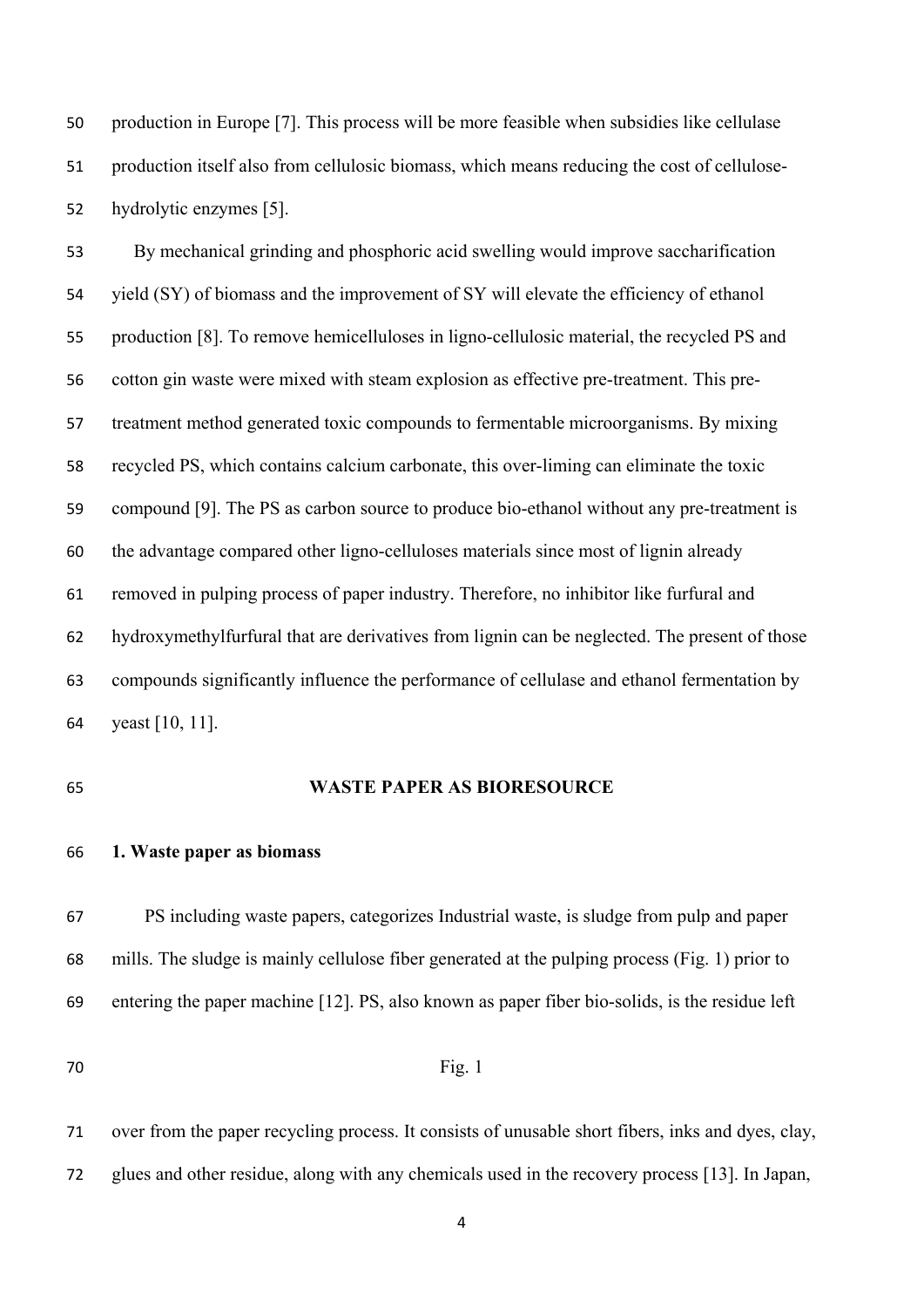production in Europe [7]. This process will be more feasible when subsidies like cellulase production itself also from cellulosic biomass, which means reducing the cost of cellulose-hydrolytic enzymes [5].

By mechanical grinding and phosphoric acid swelling would improve saccharification yield (SY) of biomass and the improvement of SY will elevate the efficiency of ethanol production [8]. To remove hemicelluloses in ligno-cellulosic material, the recycled PS and cotton gin waste were mixed with steam explosion as effective pre-treatment. This pre-treatment method generated toxic compounds to fermentable microorganisms. By mixing recycled PS, which contains calcium carbonate, this over-liming can eliminate the toxic compound [9]. The PS as carbon source to produce bio-ethanol without any pre-treatment is the advantage compared other ligno-celluloses materials since most of lignin already removed in pulping process of paper industry. Therefore, no inhibitor like furfural and hydroxymethylfurfural that are derivatives from lignin can be neglected. The present of those compounds significantly influence the performance of cellulase and ethanol fermentation by yeast [10, 11].

## WASTE PAPER AS BIORESOURCE

### 1. Waste paper as biomass

PS including waste papers, categorizes Industrial waste, is sludge from pulp and paper mills. The sludge is mainly cellulose fiber generated at the pulping process (Fig. 1) prior to entering the paper machine [12]. PS, also known as paper fiber bio-solids, is the residue left

Fig. 1

over from the paper recycling process. It consists of unusable short fibers, inks and dyes, clay, glues and other residue, along with any chemicals used in the recovery process [13]. In Japan,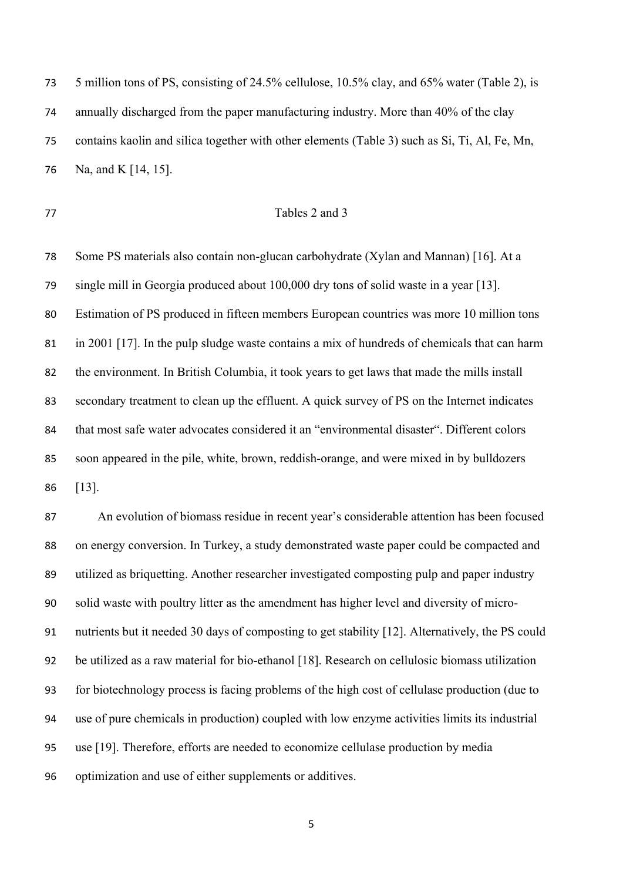5 million tons of PS, consisting of 24.5% cellulose, 10.5% clay, and 65% water (Table 2), is annually discharged from the paper manufacturing industry. More than 40% of the clay contains kaolin and silica together with other elements (Table 3) such as Si, Ti, Al, Fe, Mn, Na, and K [14, 15].

Tables 2 and 3

Some PS materials also contain non-glucan carbohydrate (Xylan and Mannan) [16]. At a single mill in Georgia produced about 100,000 dry tons of solid waste in a year [13]. Estimation of PS produced in fifteen members European countries was more 10 million tons in 2001 [17]. In the pulp sludge waste contains a mix of hundreds of chemicals that can harm the environment. In British Columbia, it took years to get laws that made the mills install secondary treatment to clean up the effluent. A quick survey of PS on the Internet indicates that most safe water advocates considered it an "environmental disaster". Different colors soon appeared in the pile, white, brown, reddish-orange, and were mixed in by bulldozers [13].

An evolution of biomass residue in recent year's considerable attention has been focused on energy conversion. In Turkey, a study demonstrated waste paper could be compacted and utilized as briquetting. Another researcher investigated composting pulp and paper industry solid waste with poultry litter as the amendment has higher level and diversity of micro-nutrients but it needed 30 days of composting to get stability [12]. Alternatively, the PS could be utilized as a raw material for bio-ethanol [18]. Research on cellulosic biomass utilization for biotechnology process is facing problems of the high cost of cellulase production (due to use of pure chemicals in production) coupled with low enzyme activities limits its industrial use [19]. Therefore, efforts are needed to economize cellulase production by media optimization and use of either supplements or additives.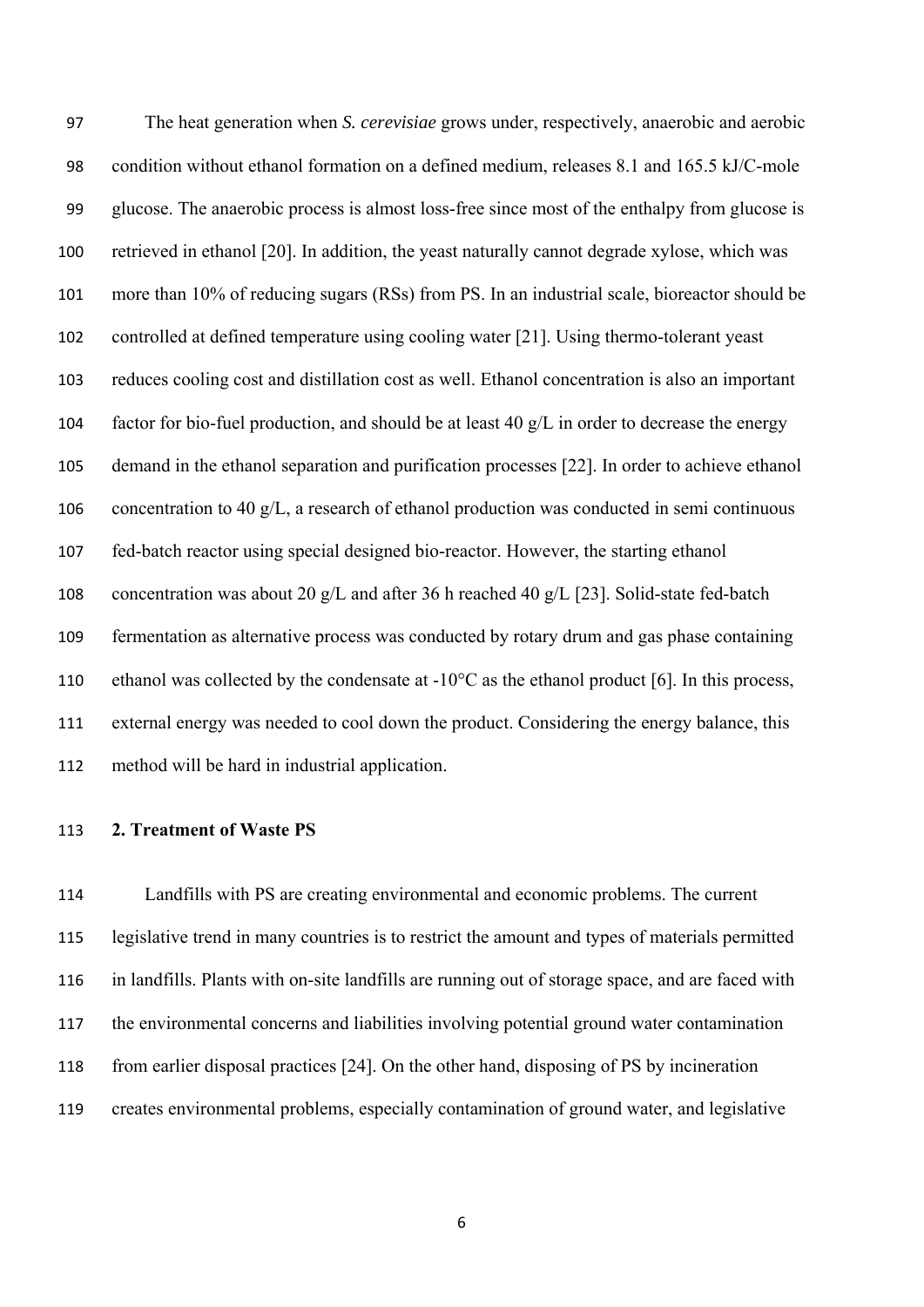The heat generation when *S. cerevisiae* grows under, respectively, anaerobic and aerobic condition without ethanol formation on a defined medium, releases 8.1 and 165.5 kJ/C-mole glucose. The anaerobic process is almost loss-free since most of the enthalpy from glucose is retrieved in ethanol [20]. In addition, the yeast naturally cannot degrade xylose, which was more than 10% of reducing sugars (RSs) from PS. In an industrial scale, bioreactor should be controlled at defined temperature using cooling water [21]. Using thermo-tolerant yeast reduces cooling cost and distillation cost as well. Ethanol concentration is also an important factor for bio-fuel production, and should be at least 40 g/L in order to decrease the energy demand in the ethanol separation and purification processes [22]. In order to achieve ethanol concentration to 40 g/L, a research of ethanol production was conducted in semi continuous fed-batch reactor using special designed bio-reactor. However, the starting ethanol concentration was about 20 g/L and after 36 h reached 40 g/L [23]. Solid-state fed-batch fermentation as alternative process was conducted by rotary drum and gas phase containing ethanol was collected by the condensate at -10°C as the ethanol product [6]. In this process, external energy was needed to cool down the product. Considering the energy balance, this method will be hard in industrial application.

## 2. Treatment of Waste PS

Landfills with PS are creating environmental and economic problems. The current legislative trend in many countries is to restrict the amount and types of materials permitted in landfills. Plants with on-site landfills are running out of storage space, and are faced with the environmental concerns and liabilities involving potential ground water contamination from earlier disposal practices [24]. On the other hand, disposing of PS by incineration creates environmental problems, especially contamination of ground water, and legislative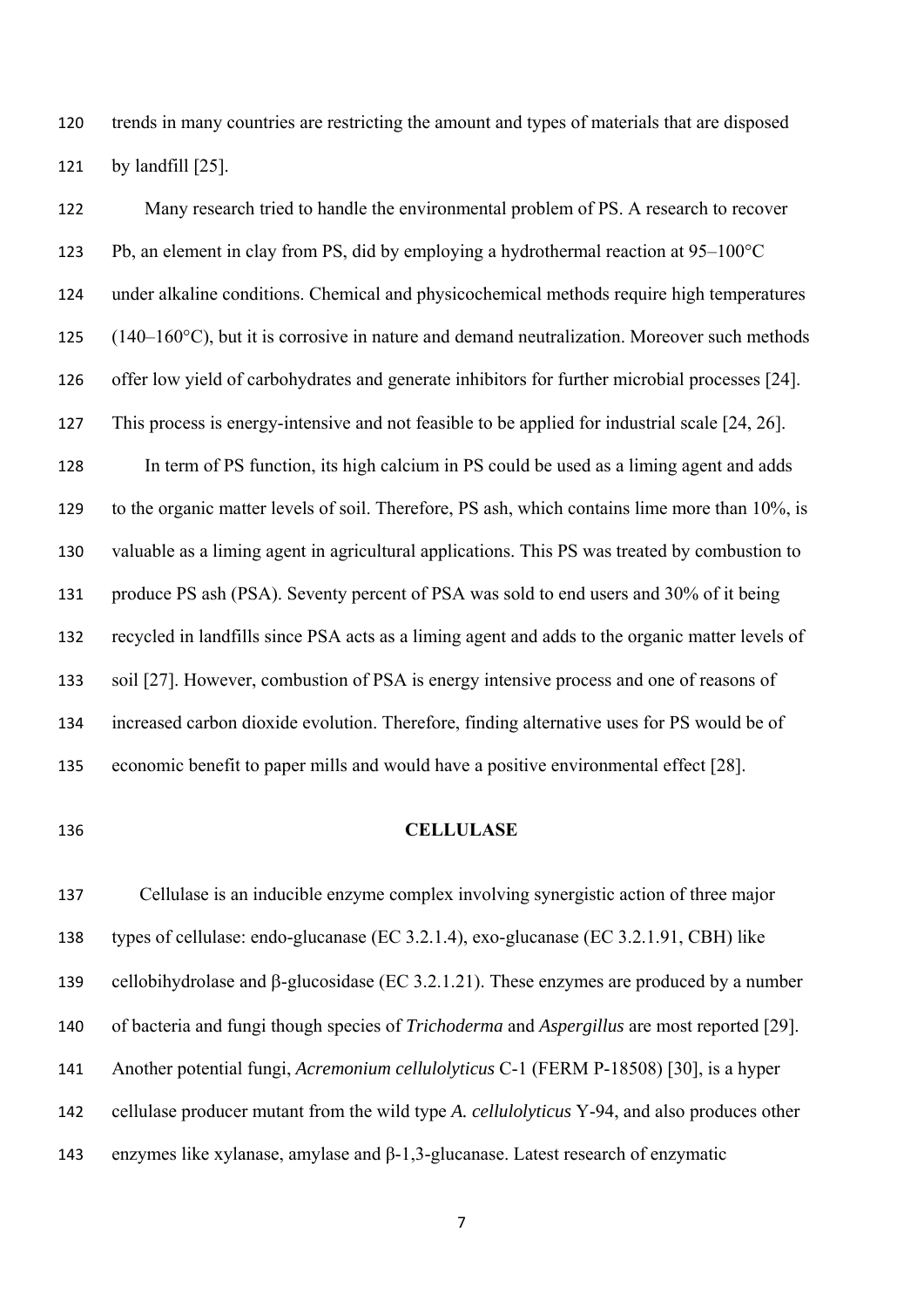trends in many countries are restricting the amount and types of materials that are disposed by landfill [25].

Many research tried to handle the environmental problem of PS. A research to recover Pb, an element in clay from PS, did by employing a hydrothermal reaction at 95–100°C under alkaline conditions. Chemical and physicochemical methods require high temperatures (140–160°C), but it is corrosive in nature and demand neutralization. Moreover such methods offer low yield of carbohydrates and generate inhibitors for further microbial processes [24]. This process is energy-intensive and not feasible to be applied for industrial scale [24, 26].

In term of PS function, its high calcium in PS could be used as a liming agent and adds to the organic matter levels of soil. Therefore, PS ash, which contains lime more than 10%, is valuable as a liming agent in agricultural applications. This PS was treated by combustion to produce PS ash (PSA). Seventy percent of PSA was sold to end users and 30% of it being recycled in landfills since PSA acts as a liming agent and adds to the organic matter levels of soil [27]. However, combustion of PSA is energy intensive process and one of reasons of increased carbon dioxide evolution. Therefore, finding alternative uses for PS would be of economic benefit to paper mills and would have a positive environmental effect [28].

## CELLULASE

Cellulase is an inducible enzyme complex involving synergistic action of three major types of cellulase: endo-glucanase (EC 3.2.1.4), exo-glucanase (EC 3.2.1.91, CBH) like cellobihydrolase and β-glucosidase (EC 3.2.1.21). These enzymes are produced by a number of bacteria and fungi though species of *Trichoderma* and *Aspergillus* are most reported [29]. Another potential fungi, *Acremonium cellulolyticus* C-1 (FERM P-18508) [30], is a hyper cellulase producer mutant from the wild type *A. cellulolyticus* Y-94, and also produces other enzymes like xylanase, amylase and β-1,3-glucanase. Latest research of enzymatic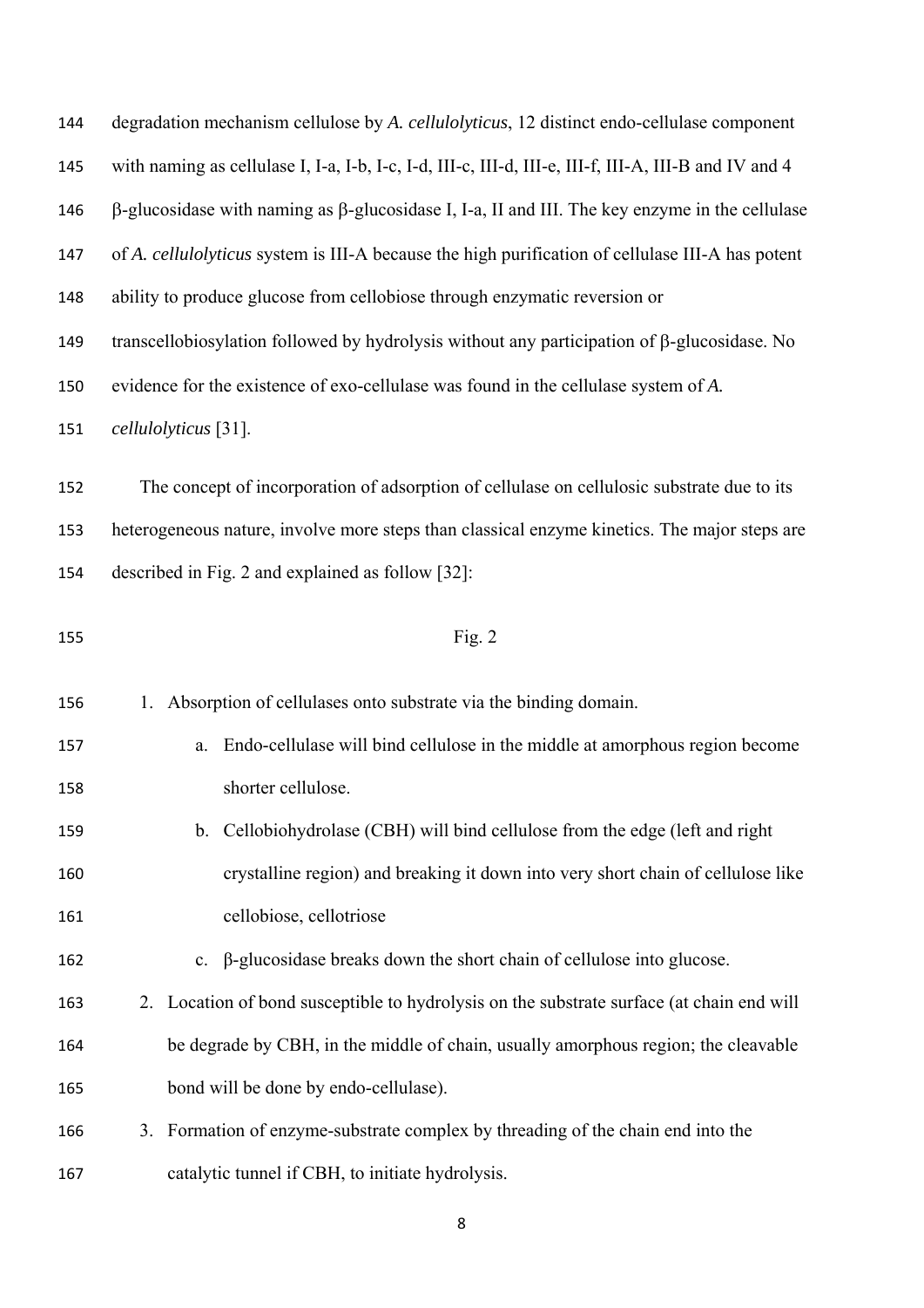degradation mechanism cellulose by *A. cellulolyticus*, 12 distinct endo-cellulase component with naming as cellulase I, I-a, I-b, I-c, I-d, III-c, III-d, III-e, III-f, III-A, III-B and IV and 4 β-glucosidase with naming as β-glucosidase I, I-a, II and III. The key enzyme in the cellulase of *A. cellulolyticus* system is III-A because the high purification of cellulase III-A has potent ability to produce glucose from cellobiose through enzymatic reversion or transcellobiosylation followed by hydrolysis without any participation of β-glucosidase. No evidence for the existence of exo-cellulase was found in the cellulase system of *A. cellulolyticus* [31].

The concept of incorporation of adsorption of cellulase on cellulosic substrate due to its heterogeneous nature, involve more steps than classical enzyme kinetics. The major steps are described in Fig. 2 and explained as follow [32]:

Fig. 2

1. Absorption of cellulases onto substrate via the binding domain.
    a. Endo-cellulase will bind cellulose in the middle at amorphous region become shorter cellulose.
    b. Cellobiohydrolase (CBH) will bind cellulose from the edge (left and right crystalline region) and breaking it down into very short chain of cellulose like cellobiose, cellotriose
    c. β-glucosidase breaks down the short chain of cellulose into glucose.
2. Location of bond susceptible to hydrolysis on the substrate surface (at chain end will be degrade by CBH, in the middle of chain, usually amorphous region; the cleavable bond will be done by endo-cellulase).
3. Formation of enzyme-substrate complex by threading of the chain end into the catalytic tunnel if CBH, to initiate hydrolysis.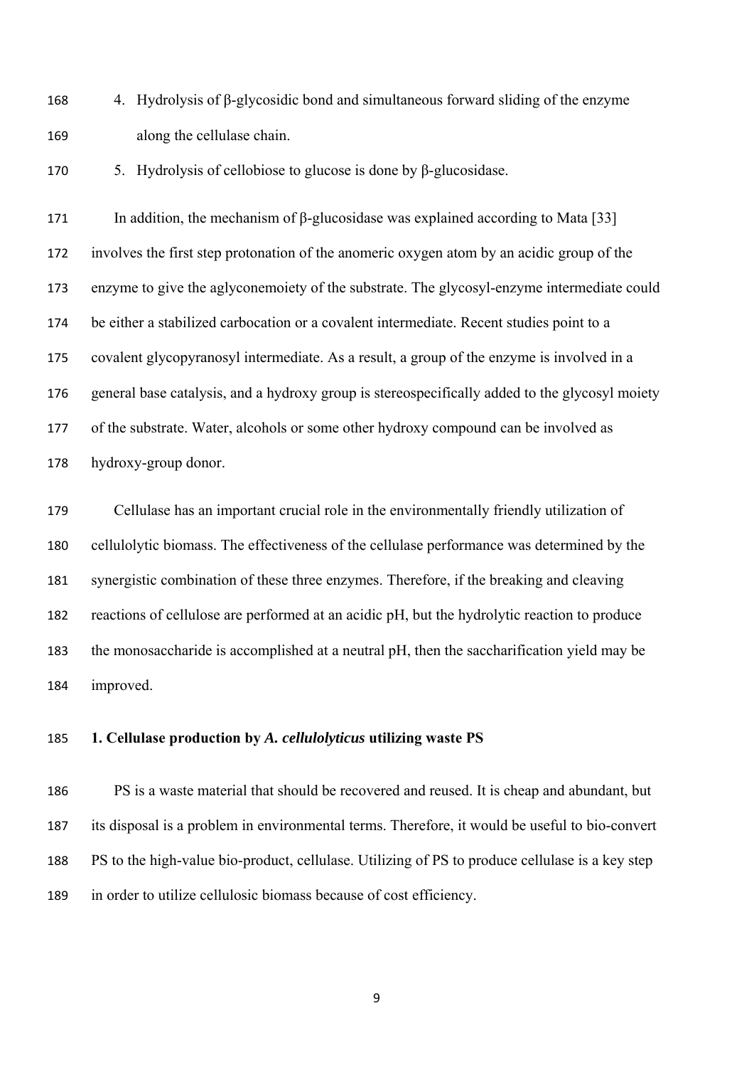4. Hydrolysis of β-glycosidic bond and simultaneous forward sliding of the enzyme along the cellulase chain.
5. Hydrolysis of cellobiose to glucose is done by β-glucosidase.

In addition, the mechanism of β-glucosidase was explained according to Mata [33] involves the first step protonation of the anomeric oxygen atom by an acidic group of the enzyme to give the agl yconemoiety of the substrate. The glycosyl-enzyme intermediate could be either a stabilized carbocation or a covalent intermediate. Recent studies point to a covalent glycopyranosyl intermediate. As a result, a group of the enzyme is involved in a general base catalysis, and a hydroxy group is stereospecifically added to the glycosyl moiety of the substrate. Water, alcohols or some other hydroxy compound can be involved as hydroxy-group donor.

Cellulase has an important crucial role in the environmentally friendly utilization of cellulolytic biomass. The effectiveness of the cellulase performance was determined by the synergistic combination of these three enzymes. Therefore, if the breaking and cleaving reactions of cellulose are performed at an acidic pH, but the hydrolytic reaction to produce the monosaccharide is accomplished at a neutral pH, then the saccharification yield may be improved.

## 1. Cellulase production by *A. cellulolyticus* utilizing waste PS

PS is a waste material that should be recovered and reused. It is cheap and abundant, but its disposal is a problem in environmental terms. Therefore, it would be useful to bio-convert PS to the high-value bio-product, cellulase. Utilizing of PS to produce cellulase is a key step in order to utilize cellulosic biomass because of cost efficiency.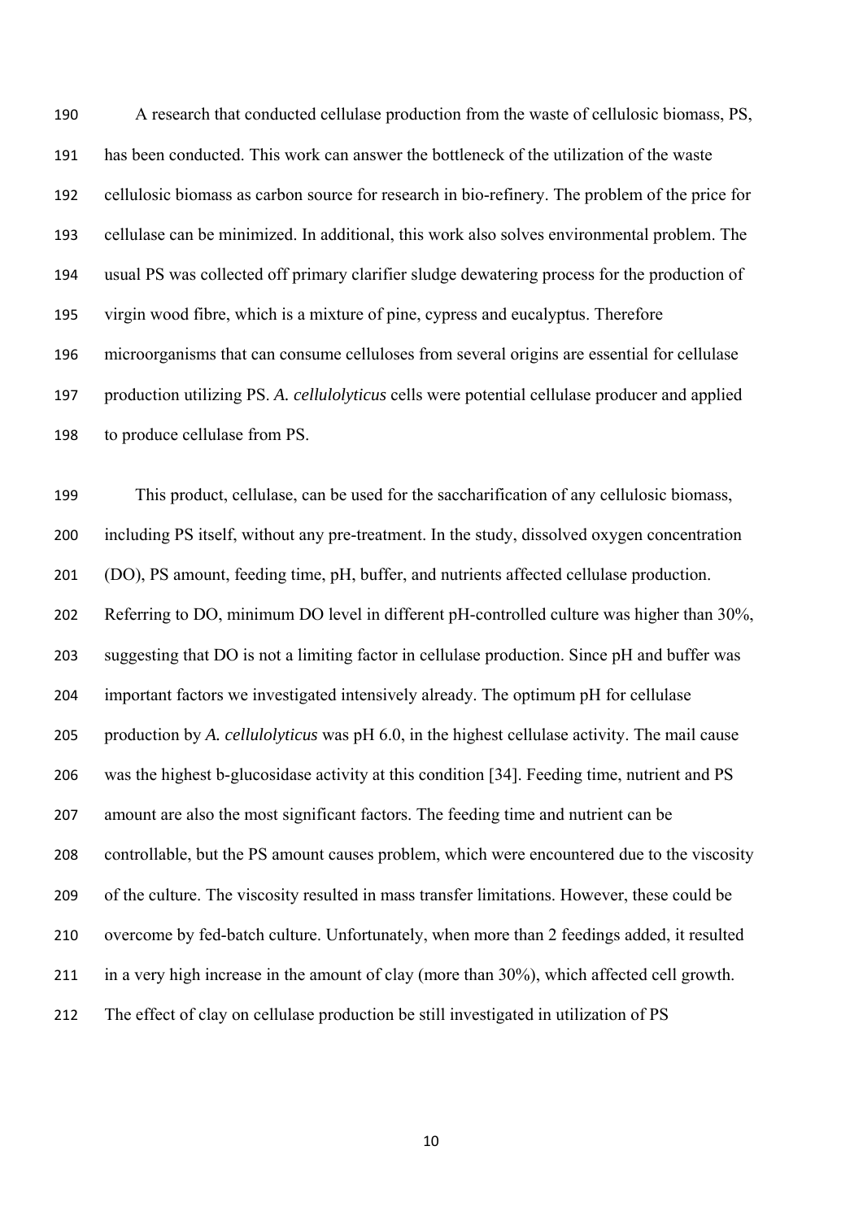A research that conducted cellulase production from the waste of cellulosic biomass, PS, has been conducted. This work can answer the bottleneck of the utilization of the waste cellulosic biomass as carbon source for research in bio-refinery. The problem of the price for cellulase can be minimized. In additional, this work also solves environmental problem. The usual PS was collected off primary clarifier sludge dewatering process for the production of virgin wood fibre, which is a mixture of pine, cypress and eucalyptus. Therefore microorganisms that can consume celluloses from several origins are essential for cellulase production utilizing PS. *A. cellulolyticus* cells were potential cellulase producer and applied to produce cellulase from PS.

This product, cellulase, can be used for the saccharification of any cellulosic biomass, including PS itself, without any pre-treatment. In the study, dissolved oxygen concentration (DO), PS amount, feeding time, pH, buffer, and nutrients affected cellulase production. Referring to DO, minimum DO level in different pH-controlled culture was higher than 30%, suggesting that DO is not a limiting factor in cellulase production. Since pH and buffer was important factors we investigated intensively already. The optimum pH for cellulase production by *A. cellulolyticus* was pH 6.0, in the highest cellulase activity. The mail cause was the highest b-glucosidase activity at this condition [34]. Feeding time, nutrient and PS amount are also the most significant factors. The feeding time and nutrient can be controllable, but the PS amount causes problem, which were encountered due to the viscosity of the culture. The viscosity resulted in mass transfer limitations. However, these could be overcome by fed-batch culture. Unfortunately, when more than 2 feedings added, it resulted in a very high increase in the amount of clay (more than 30%), which affected cell growth. The effect of clay on cellulase production be still investigated in utilization of PS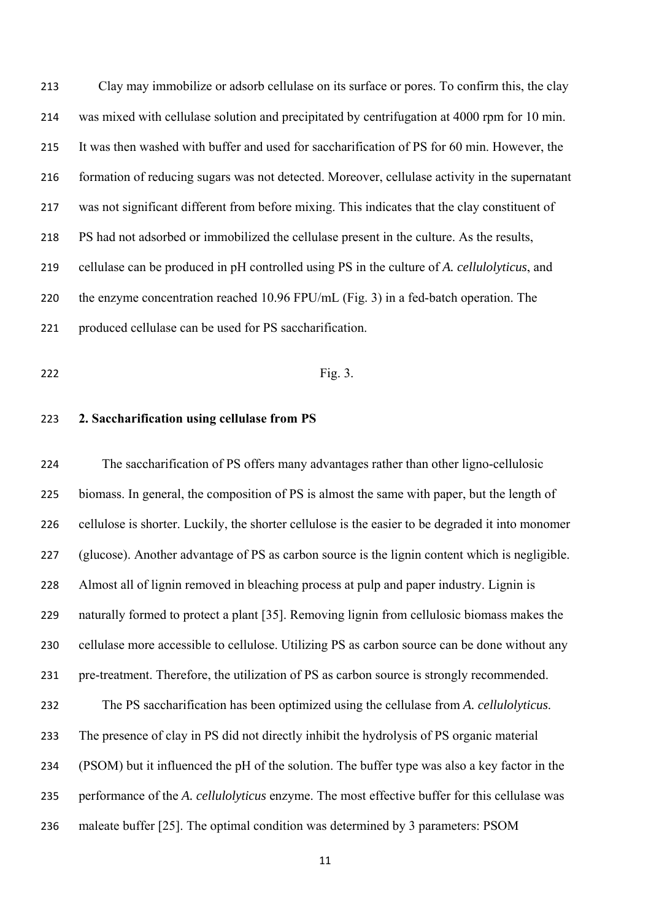Clay may immobilize or adsorb cellulase on its surface or pores. To confirm this, the clay was mixed with cellulase solution and precipitated by centrifugation at 4000 rpm for 10 min. It was then washed with buffer and used for saccharification of PS for 60 min. However, the formation of reducing sugars was not detected. Moreover, cellulase activity in the supernatant was not significant different from before mixing. This indicates that the clay constituent of PS had not adsorbed or immobilized the cellulase present in the culture. As the results, cellulase can be produced in pH controlled using PS in the culture of *A. cellulolyticus*, and the enzyme concentration reached 10.96 FPU/mL (Fig. 3) in a fed-batch operation. The produced cellulase can be used for PS saccharification.

Fig. 3.

## 2. Saccharification using cellulase from PS

The saccharification of PS offers many advantages rather than other ligno-cellulosic biomass. In general, the composition of PS is almost the same with paper, but the length of cellulose is shorter. Luckily, the shorter cellulose is the easier to be degraded it into monomer (glucose). Another advantage of PS as carbon source is the lignin content which is negligible. Almost all of lignin removed in bleaching process at pulp and paper industry. Lignin is naturally formed to protect a plant [35]. Removing lignin from cellulosic biomass makes the cellulase more accessible to cellulose. Utilizing PS as carbon source can be done without any pre-treatment. Therefore, the utilization of PS as carbon source is strongly recommended.

The PS saccharification has been optimized using the cellulase from *A. cellulolyticus*. The presence of clay in PS did not directly inhibit the hydrolysis of PS organic material (PSOM) but it influenced the pH of the solution. The buffer type was also a key factor in the performance of the *A. cellulolyticus* enzyme. The most effective buffer for this cellulase was maleate buffer [25]. The optimal condition was determined by 3 parameters: PSOM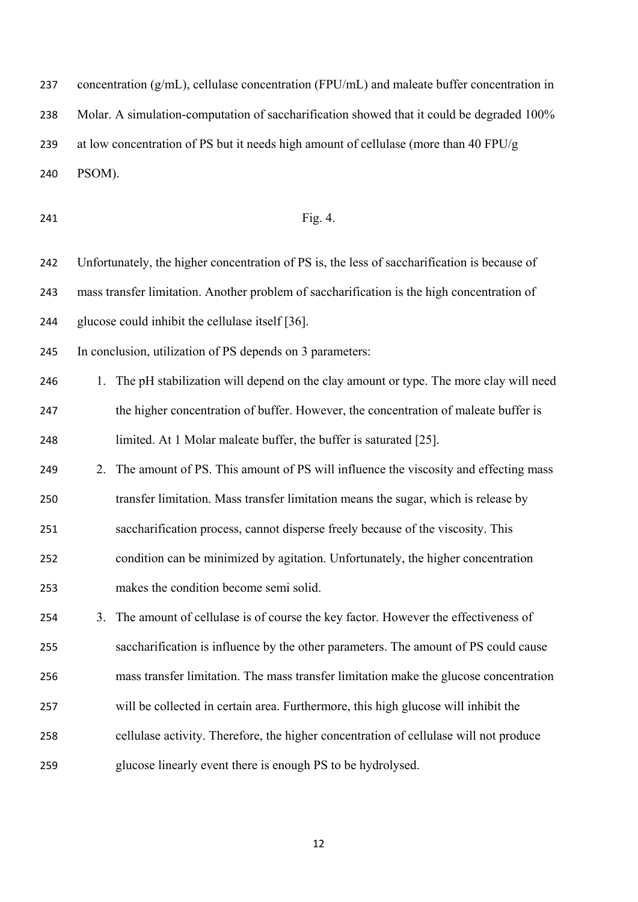concentration (g/mL), cellulase concentration (FPU/mL) and maleate buffer concentration in Molar. A simulation-computation of saccharification showed that it could be degraded 100% at low concentration of PS but it needs high amount of cellulase (more than 40 FPU/g PSOM).

Fig. 4.

Unfortunately, the higher concentration of PS is, the less of saccharification is because of mass transfer limitation. Another problem of saccharification is the high concentration of glucose could inhibit the cellulase itself [36].

In conclusion, utilization of PS depends on 3 parameters:

1. The pH stabilization will depend on the clay amount or type. The more clay will need the higher concentration of buffer. However, the concentration of maleate buffer is limited. At 1 Molar maleate buffer, the buffer is saturated [25].
2. The amount of PS. This amount of PS will influence the viscosity and effecting mass transfer limitation. Mass transfer limitation means the sugar, which is release by saccharification process, cannot disperse freely because of the viscosity. This condition can be minimized by agitation. Unfortunately, the higher concentration makes the condition become semi solid.
3. The amount of cellulase is of course the key factor. However the effectiveness of saccharification is influence by the other parameters. The amount of PS could cause mass transfer limitation. The mass transfer limitation make the glucose concentration will be collected in certain area. Furthermore, this high glucose will inhibit the cellulase activity. Therefore, the higher concentration of cellulase will not produce glucose linearly event there is enough PS to be hydrolysed.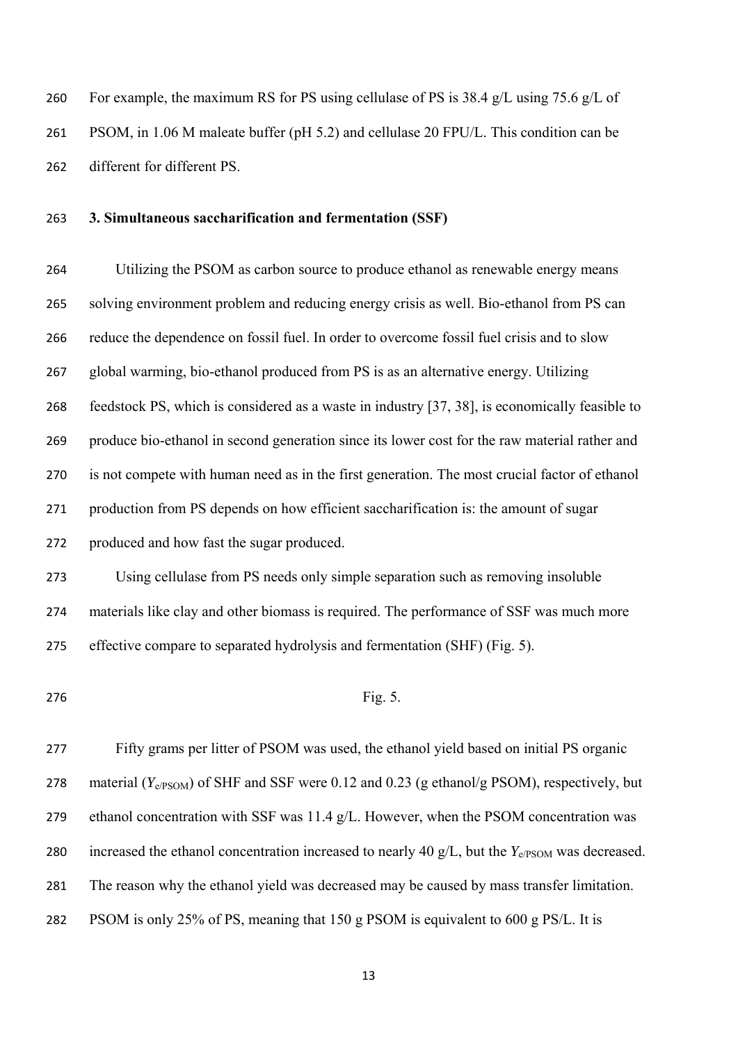For example, the maximum RS for PS using cellulase of PS is 38.4 g/L using 75.6 g/L of PSOM, in 1.06 M maleate buffer (pH 5.2) and cellulase 20 FPU/L. This condition can be different for different PS.

### 3. Simultaneous saccharification and fermentation (SSF)

Utilizing the PSOM as carbon source to produce ethanol as renewable energy means solving environment problem and reducing energy crisis as well. Bio-ethanol from PS can reduce the dependence on fossil fuel. In order to overcome fossil fuel crisis and to slow global warming, bio-ethanol produced from PS is as an alternative energy. Utilizing feedstock PS, which is considered as a waste in industry [37, 38], is economically feasible to produce bio-ethanol in second generation since its lower cost for the raw material rather and is not compete with human need as in the first generation. The most crucial factor of ethanol production from PS depends on how efficient saccharification is: the amount of sugar produced and how fast the sugar produced.

Using cellulase from PS needs only simple separation such as removing insoluble materials like clay and other biomass is required. The performance of SSF was much more effective compare to separated hydrolysis and fermentation (SHF) (Fig. 5).

Fig. 5.

Fifty grams per litter of PSOM was used, the ethanol yield based on initial PS organic material ($Y_{e/PSOM}$) of SHF and SSF were 0.12 and 0.23 (g ethanol/g PSOM), respectively, but ethanol concentration with SSF was 11.4 g/L. However, when the PSOM concentration was increased the ethanol concentration increased to nearly 40 g/L, but the $Y_{e/PSOM}$ was decreased. The reason why the ethanol yield was decreased may be caused by mass transfer limitation. PSOM is only 25% of PS, meaning that 150 g PSOM is equivalent to 600 g PS/L. It is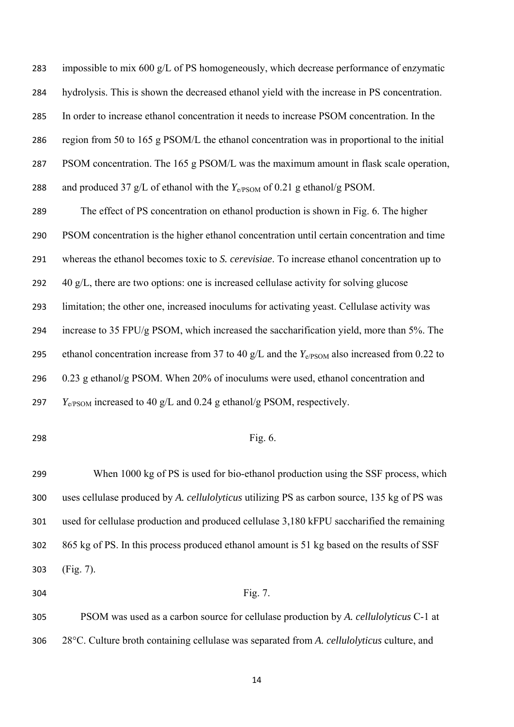impossible to mix 600 g/L of PS homogeneously, which decrease performance of enzymatic hydrolysis. This is shown the decreased ethanol yield with the increase in PS concentration. In order to increase ethanol concentration it needs to increase PSOM concentration. In the region from 50 to 165 g PSOM/L the ethanol concentration was in proportional to the initial PSOM concentration. The 165 g PSOM/L was the maximum amount in flask scale operation, and produced 37 g/L of ethanol with the $Y_{e/PSOM}$ of 0.21 g ethanol/g PSOM.

The effect of PS concentration on ethanol production is shown in Fig. 6. The higher PSOM concentration is the higher ethanol concentration until certain concentration and time whereas the ethanol becomes toxic to *S. cerevisiae*. To increase ethanol concentration up to 40 g/L, there are two options: one is increased cellulase activity for solving glucose limitation; the other one, increased inoculums for activating yeast. Cellulase activity was increase to 35 FPU/g PSOM, which increased the saccharification yield, more than 5%. The ethanol concentration increase from 37 to 40 g/L and the $Y_{e/PSOM}$ also increased from 0.22 to 0.23 g ethanol/g PSOM. When 20% of inoculums were used, ethanol concentration and $Y_{e/PSOM}$ increased to 40 g/L and 0.24 g ethanol/g PSOM, respectively.

Fig. 6.

When 1000 kg of PS is used for bio-ethanol production using the SSF process, which uses cellulase produced by *A. cellulolyticus* utilizing PS as carbon source, 135 kg of PS was used for cellulase production and produced cellulase 3,180 kFPU saccharified the remaining 865 kg of PS. In this process produced ethanol amount is 51 kg based on the results of SSF (Fig. 7).

Fig. 7.

PSOM was used as a carbon source for cellulase production by *A. cellulolyticus* C-1 at 28°C. Culture broth containing cellulase was separated from *A. cellulolyticus* culture, and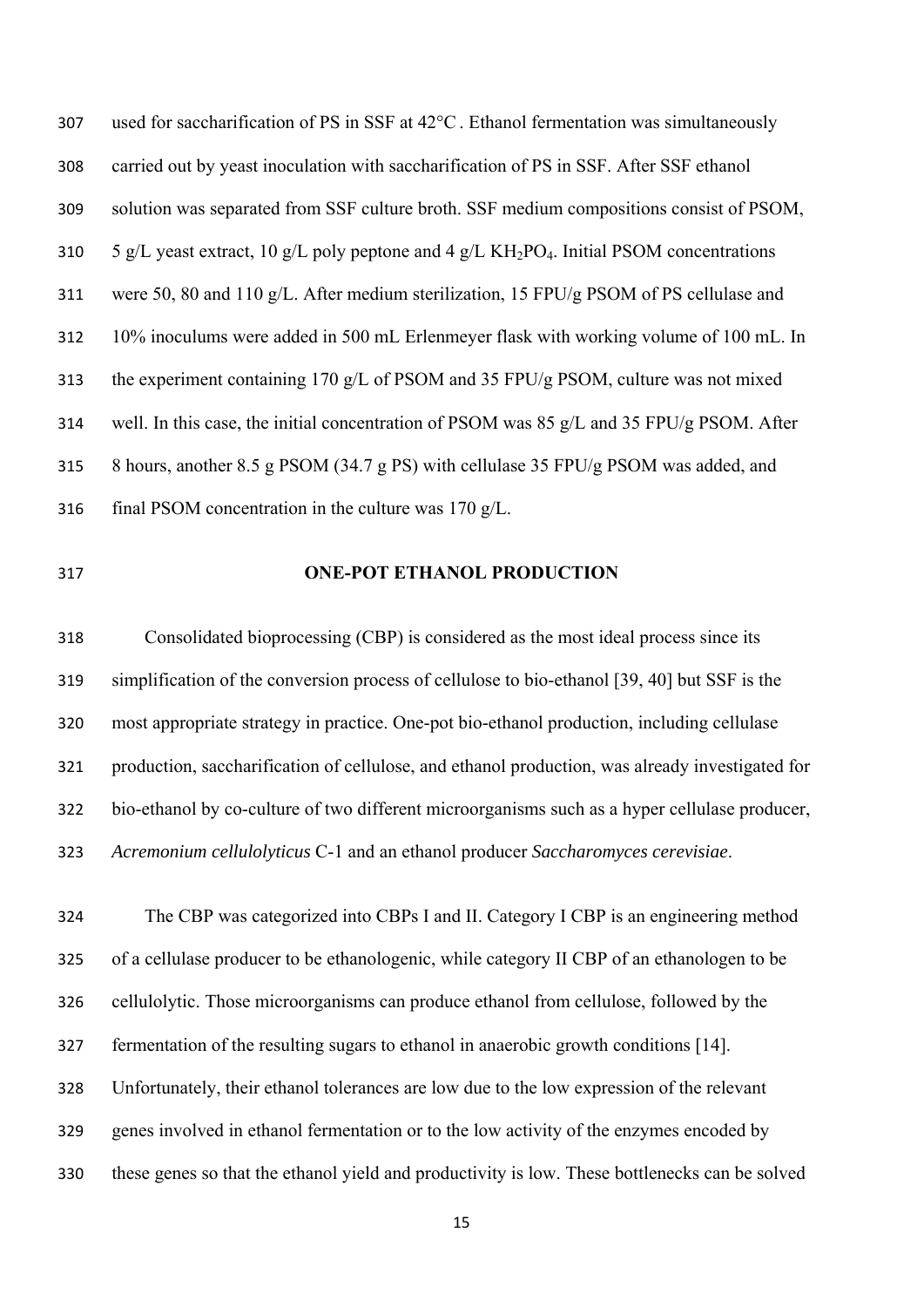used for saccharification of PS in SSF at 42°C. Ethanol fermentation was simultaneously carried out by yeast inoculation with saccharification of PS in SSF. After SSF ethanol solution was separated from SSF culture broth. SSF medium compositions consist of PSOM, 5 g/L yeast extract, 10 g/L poly peptone and 4 g/L $KH_2PO_4$. Initial PSOM concentrations were 50, 80 and 110 g/L. After medium sterilization, 15 FPU/g PSOM of PS cellulase and 10% inoculums were added in 500 mL Erlenmeyer flask with working volume of 100 mL. In the experiment containing 170 g/L of PSOM and 35 FPU/g PSOM, culture was not mixed well. In this case, the initial concentration of PSOM was 85 g/L and 35 FPU/g PSOM. After 8 hours, another 8.5 g PSOM (34.7 g PS) with cellulase 35 FPU/g PSOM was added, and final PSOM concentration in the culture was 170 g/L.

## ONE-POT ETHANOL PRODUCTION

Consolidated bioprocessing (CBP) is considered as the most ideal process since its simplification of the conversion process of cellulose to bio-ethanol [39, 40] but SSF is the most appropriate strategy in practice. One-pot bio-ethanol production, including cellulase production, saccharification of cellulose, and ethanol production, was already investigated for bio-ethanol by co-culture of two different microorganisms such as a hyper cellulase producer, *Acremonium cellulolyticus* C-1 and an ethanol producer *Saccharomyces cerevisiae*.

The CBP was categorized into CBPs I and II. Category I CBP is an engineering method of a cellulase producer to be ethanologenic, while category II CBP of an ethanologen to be cellulolytic. Those microorganisms can produce ethanol from cellulose, followed by the fermentation of the resulting sugars to ethanol in anaerobic growth conditions [14]. Unfortunately, their ethanol tolerances are low due to the low expression of the relevant genes involved in ethanol fermentation or to the low activity of the enzymes encoded by these genes so that the ethanol yield and productivity is low. These bottlenecks can be solved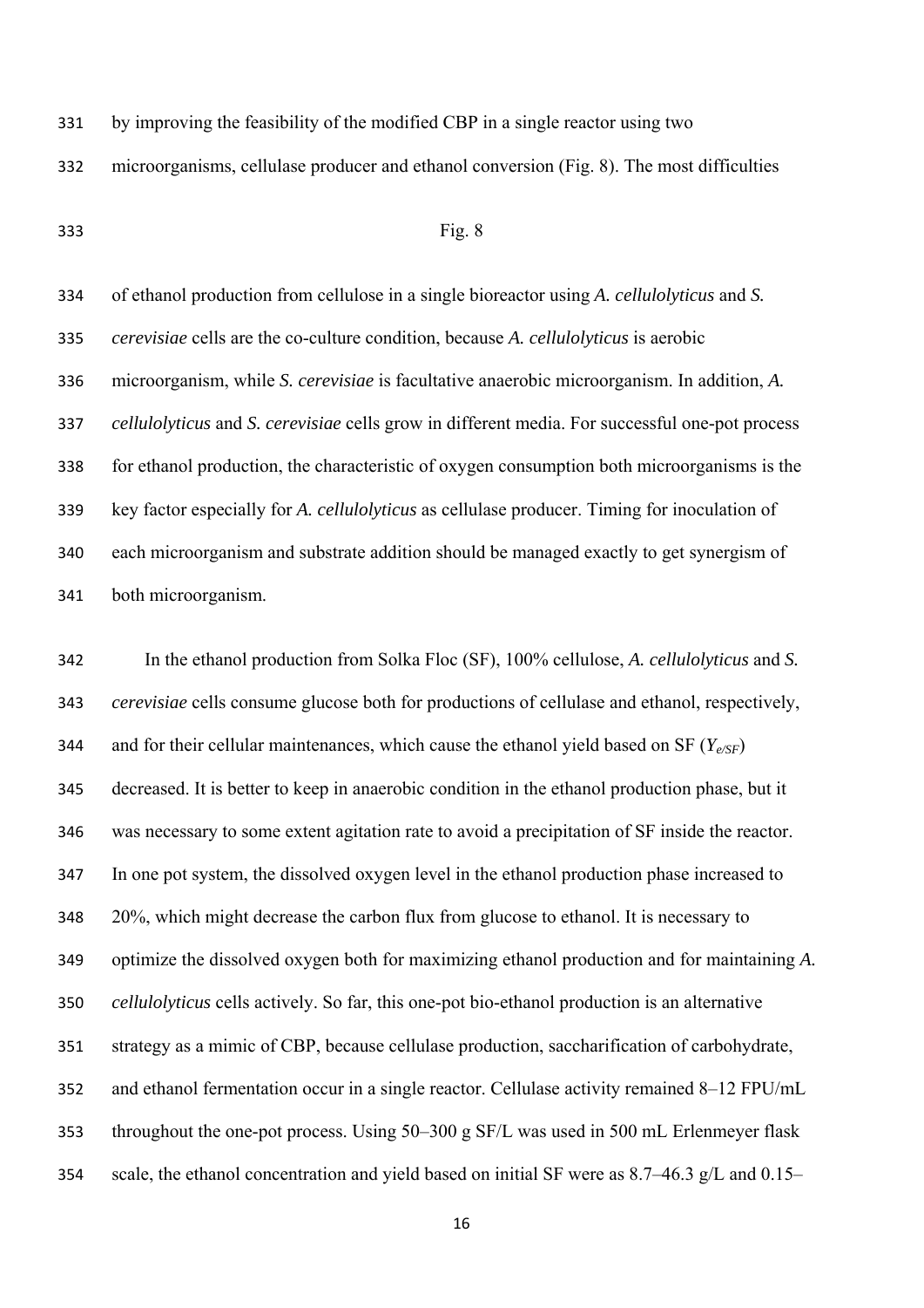by improving the feasibility of the modified CBP in a single reactor using two microorganisms, cellulase producer and ethanol conversion (Fig. 8). The most difficulties

Fig. 8

of ethanol production from cellulose in a single bioreactor using *A. cellulolyticus* and *S. cerevisiae* cells are the co-culture condition, because *A. cellulolyticus* is aerobic microorganism, while *S. cerevisiae* is facultative anaerobic microorganism. In addition, *A. cellulolyticus* and *S. cerevisiae* cells grow in different media. For successful one-pot process for ethanol production, the characteristic of oxygen consumption both microorganisms is the key factor especially for *A. cellulolyticus* as cellulase producer. Timing for inoculation of each microorganism and substrate addition should be managed exactly to get synergism of both microorganism.

In the ethanol production from Solka Floc (SF), 100% cellulose, *A. cellulolyticus* and *S. cerevisiae* cells consume glucose both for productions of cellulase and ethanol, respectively, and for their cellular maintenances, which cause the ethanol yield based on SF ($Y_{e/SF}$) decreased. It is better to keep in anaerobic condition in the ethanol production phase, but it was necessary to some extent agitation rate to avoid a precipitation of SF inside the reactor. In one pot system, the dissolved oxygen level in the ethanol production phase increased to 20%, which might decrease the carbon flux from glucose to ethanol. It is necessary to optimize the dissolved oxygen both for maximizing ethanol production and for maintaining *A. cellulolyticus* cells actively. So far, this one-pot bio-ethanol production is an alternative strategy as a mimic of CBP, because cellulase production, saccharification of carbohydrate, and ethanol fermentation occur in a single reactor. Cellulase activity remained 8–12 FPU/mL throughout the one-pot process. Using 50–300 g SF/L was used in 500 mL Erlenmeyer flask scale, the ethanol concentration and yield based on initial SF were as 8.7–46.3 g/L and 0.15–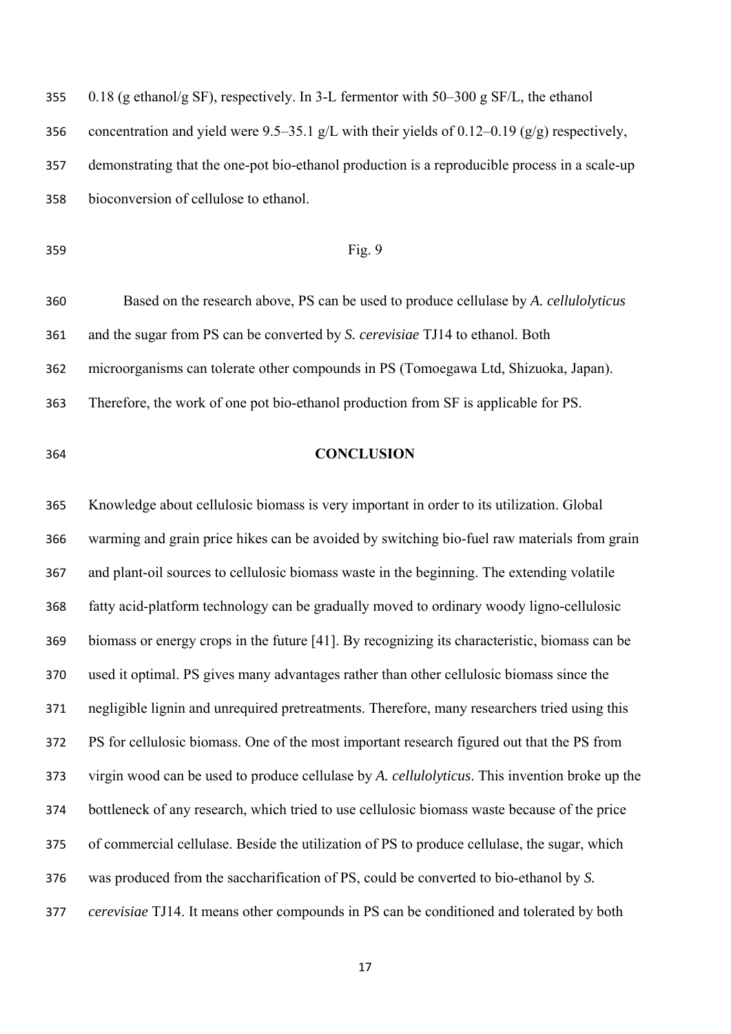0.18 (g ethanol/g SF), respectively. In 3-L fermentor with 50–300 g SF/L, the ethanol concentration and yield were 9.5–35.1 g/L with their yields of 0.12–0.19 (g/g) respectively, demonstrating that the one-pot bio-ethanol production is a reproducible process in a scale-up bioconversion of cellulose to ethanol.

Fig. 9

Based on the research above, PS can be used to produce cellulase by *A. cellulolyticus* and the sugar from PS can be converted by *S. cerevisiae* TJ14 to ethanol. Both microorganisms can tolerate other compounds in PS (Tomoegawa Ltd, Shizuoka, Japan). Therefore, the work of one pot bio-ethanol production from SF is applicable for PS.

## CONCLUSION

Knowledge about cellulosic biomass is very important in order to its utilization. Global warming and grain price hikes can be avoided by switching bio-fuel raw materials from grain and plant-oil sources to cellulosic biomass waste in the beginning. The extending volatile fatty acid-platform technology can be gradually moved to ordinary woody ligno-cellulosic biomass or energy crops in the future [41]. By recognizing its characteristic, biomass can be used it optimal. PS gives many advantages rather than other cellulosic biomass since the negligible lignin and unrequired pretreatments. Therefore, many researchers tried using this PS for cellulosic biomass. One of the most important research figured out that the PS from virgin wood can be used to produce cellulase by *A. cellulolyticus*. This invention broke up the bottleneck of any research, which tried to use cellulosic biomass waste because of the price of commercial cellulase. Beside the utilization of PS to produce cellulase, the sugar, which was produced from the saccharification of PS, could be converted to bio-ethanol by *S. cerevisiae* TJ14. It means other compounds in PS can be conditioned and tolerated by both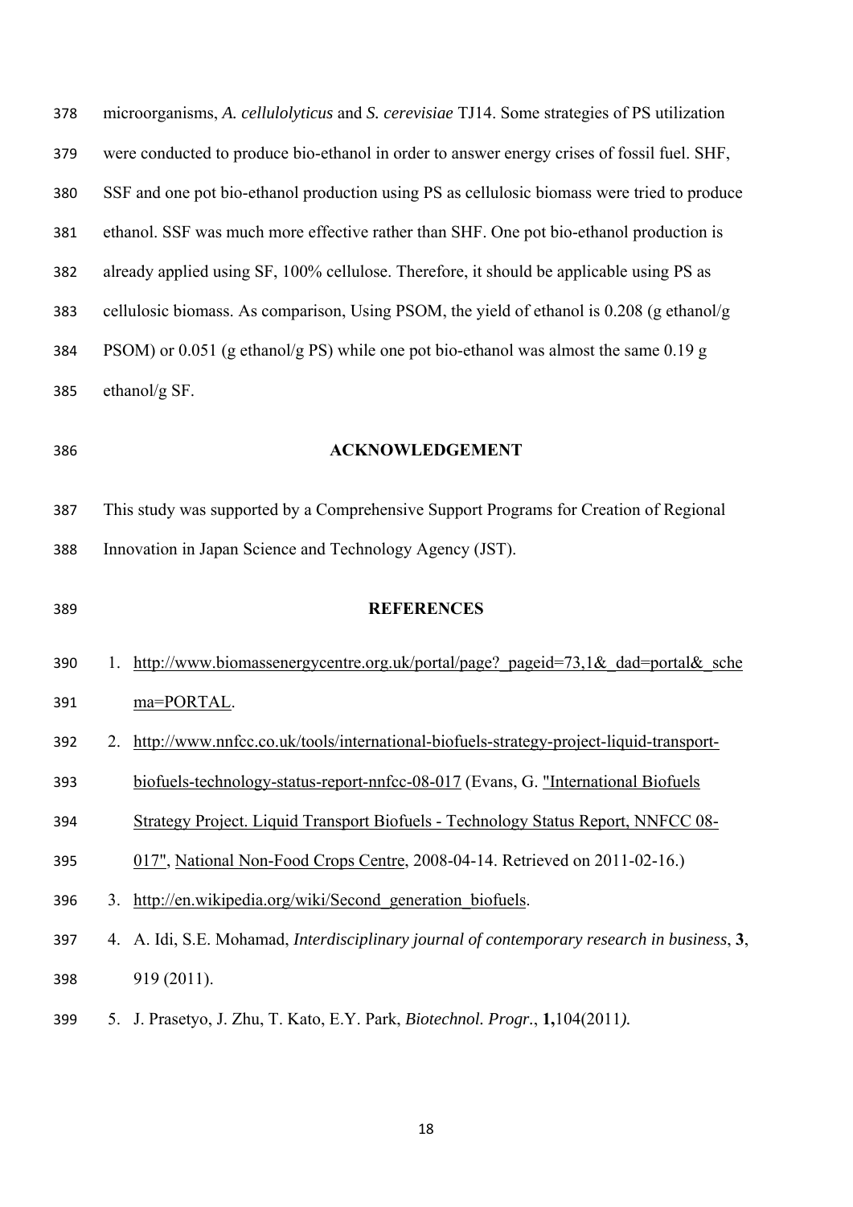microorganisms, *A. cellulolyticus* and *S. cerevisiae* TJ14. Some strategies of PS utilization were conducted to produce bio-ethanol in order to answer energy crises of fossil fuel. SHF, SSF and one pot bio-ethanol production using PS as cellulosic biomass were tried to produce ethanol. SSF was much more effective rather than SHF. One pot bio-ethanol production is already applied using SF, 100% cellulose. Therefore, it should be applicable using PS as cellulosic biomass. As comparison, Using PSOM, the yield of ethanol is 0.208 (g ethanol/g PSOM) or 0.051 (g ethanol/g PS) while one pot bio-ethanol was almost the same 0.19 g ethanol/g SF.

## ACKNOWLEDGEMENT

This study was supported by a Comprehensive Support Programs for Creation of Regional Innovation in Japan Science and Technology Agency (JST).

## REFERENCES

1. http://www.biomassenergycentre.org.uk/portal/page?_pageid=73,1&_dad=portal&_schema=PORTAL.
2. http://www.nnfcc.co.uk/tools/international-biofuels-strategy-project-liquid-transport-biofuels-technology-status-report-nnfcc-08-017 (Evans, G. "International Biofuels Strategy Project. Liquid Transport Biofuels - Technology Status Report, NNFCC 08-017", National Non-Food Crops Centre, 2008-04-14. Retrieved on 2011-02-16.)
3. http://en.wikipedia.org/wiki/Second_generation_biofuels.
4. A. Idi, S.E. Mohamad, *Interdisciplinary journal of contemporary research in business*, **3**, 919 (2011).
5. J. Prasetyo, J. Zhu, T. Kato, E.Y. Park, *Biotechnol. Progr.*, **1,**104(2011*).*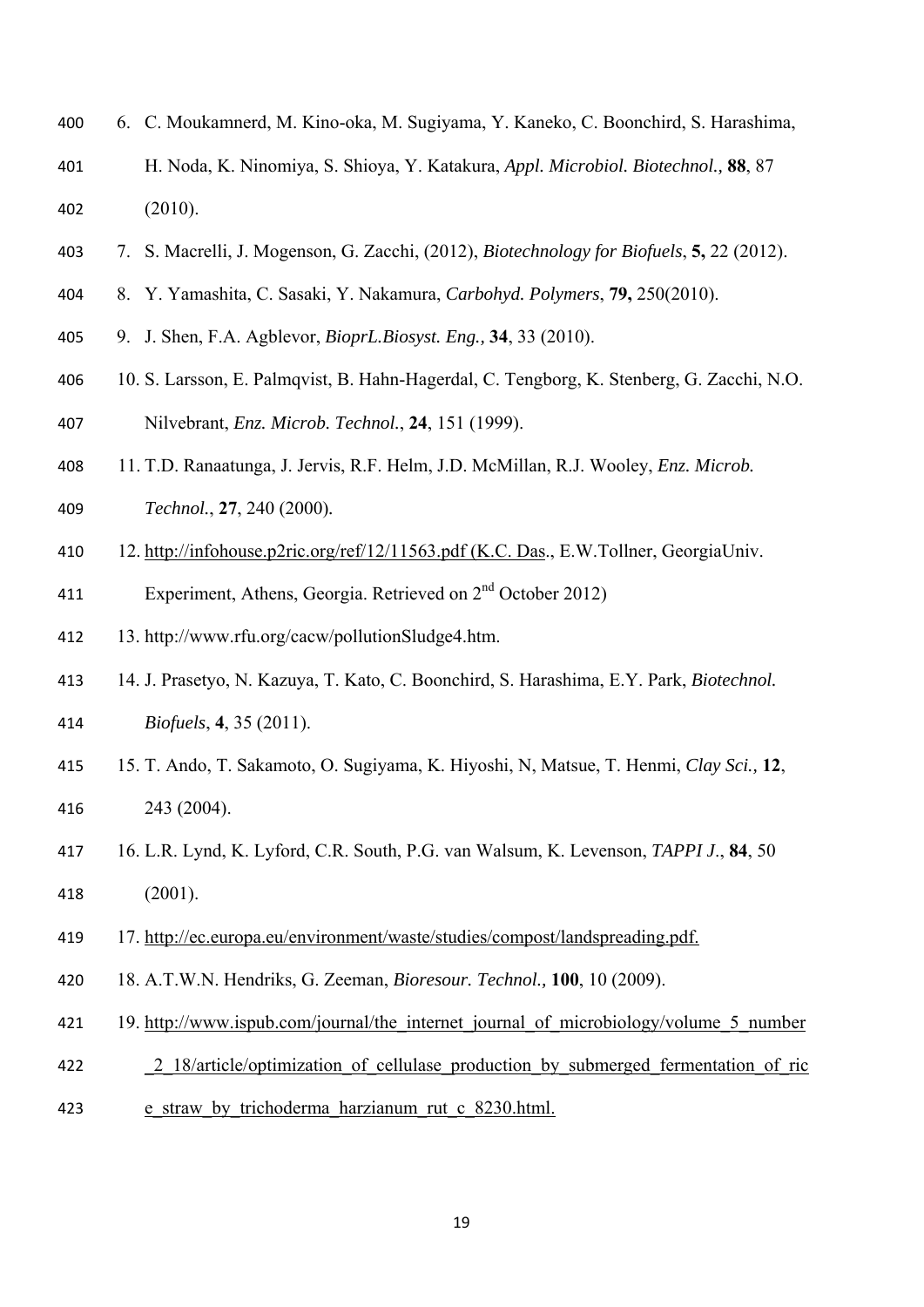6. C. Moukamnerd, M. Kino-oka, M. Sugiyama, Y. Kaneko, C. Boonchird, S. Harashima, H. Noda, K. Ninomiya, S. Shioya, Y. Katakura, *Appl. Microbiol. Biotechnol.,* **88**, 87 (2010).
7. S. Macrelli, J. Mogenson, G. Zacchi, (2012), *Biotechnology for Biofuels*, **5,** 22 (2012).
8. Y. Yamashita, C. Sasaki, Y. Nakamura, *Carbohyd. Polymers*, **79,** 250(2010).
9. J. Shen, F.A. Agblevor, *BioprL.Biosyst. Eng.,* **34**, 33 (2010).
10. S. Larsson, E. Palmqvist, B. Hahn-Hagerdal, C. Tengborg, K. Stenberg, G. Zacchi, N.O. Nilvebrant, *Enz. Microb. Technol.*, **24**, 151 (1999).
11. T.D. Ranaatunga, J. Jervis, R.F. Helm, J.D. McMillan, R.J. Wooley, *Enz. Microb. Technol.*, **27**, 240 (2000).
12. http://infohouse.p2ric.org/ref/12/11563.pdf (K.C. Das., E.W.Tollner, GeorgiaUniv. Experiment, Athens, Georgia. Retrieved on 2nd October 2012)
13. http://www.rfu.org/cacw/pollutionSludge4.htm.
14. J. Prasetyo, N. Kazuya, T. Kato, C. Boonchird, S. Harashima, E.Y. Park, *Biotechnol. Biofuels*, **4**, 35 (2011).
15. T. Ando, T. Sakamoto, O. Sugiyama, K. Hiyoshi, N, Matsue, T. Henmi, *Clay Sci.,* **12**, 243 (2004).
16. L.R. Lynd, K. Lyford, C.R. South, P.G. van Walsum, K. Levenson, *TAPPI J*., **84**, 50 (2001).
17. http://ec.europa.eu/environment/waste/studies/compost/landspreading.pdf.
18. A.T.W.N. Hendriks, G. Zeeman, *Bioresour. Technol.,* **100**, 10 (2009).
19. http://www.ispub.com/journal/the_internet_journal_of_microbiology/volume_5_number_2_18/article/optimization_of_cellulase_production_by_submerged_fermentation_of_rice_straw_by_trichoderma_harzianum_rut_c_8230.html.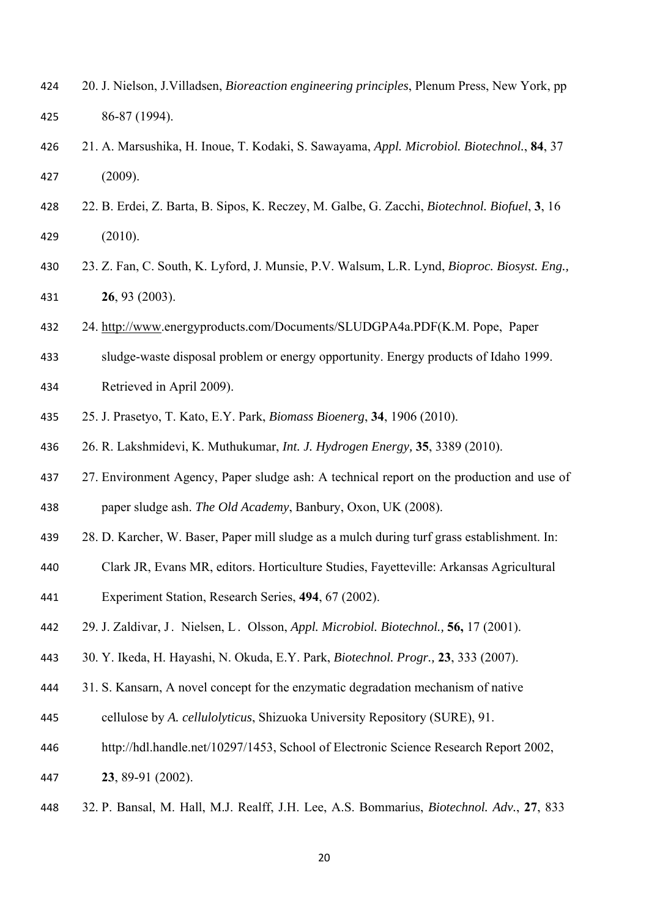20. J. Nielson, J.Villadsen, *Bioreaction engineering principles*, Plenum Press, New York, pp 86-87 (1994).

21. A. Marsushika, H. Inoue, T. Kodaki, S. Sawayama, *Appl. Microbiol. Biotechnol.*, **84**, 37 (2009).

22. B. Erdei, Z. Barta, B. Sipos, K. Reczey, M. Galbe, G. Zacchi, *Biotechnol. Biofuel*, **3**, 16 (2010).

23. Z. Fan, C. South, K. Lyford, J. Munsie, P.V. Walsum, L.R. Lynd, *Bioproc. Biosyst. Eng.,* **26**, 93 (2003).

24. http://www.energyproducts.com/Documents/SLUDGPA4a.PDF(K.M. Pope, Paper sludge-waste disposal problem or energy opportunity. Energy products of Idaho 1999. Retrieved in April 2009).

25. J. Prasetyo, T. Kato, E.Y. Park, *Biomass Bioenerg*, **34**, 1906 (2010).

26. R. Lakshmidevi, K. Muthukumar, *Int. J. Hydrogen Energy,* **35**, 3389 (2010).

27. Environment Agency, Paper sludge ash: A technical report on the production and use of paper sludge ash. *The Old Academy*, Banbury, Oxon, UK (2008).

28. D. Karcher, W. Baser, Paper mill sludge as a mulch during turf grass establishment. In: Clark JR, Evans MR, editors. Horticulture Studies, Fayetteville: Arkansas Agricultural Experiment Station, Research Series, **494**, 67 (2002).

29. J. Zaldivar, J . Nielsen, L . Olsson, *Appl. Microbiol. Biotechnol.,* **56,** 17 (2001).

30. Y. Ikeda, H. Hayashi, N. Okuda, E.Y. Park, *Biotechnol. Progr.,* **23**, 333 (2007).

31. S. Kansarn, A novel concept for the enzymatic degradation mechanism of native cellulose by *A. cellulolyticus*, Shizuoka University Repository (SURE), 91. http://hdl.handle.net/10297/1453, School of Electronic Science Research Report 2002, **23**, 89-91 (2002).

32. P. Bansal, M. Hall, M.J. Realff, J.H. Lee, A.S. Bommarius, *Biotechnol. Adv.*, **27**, 833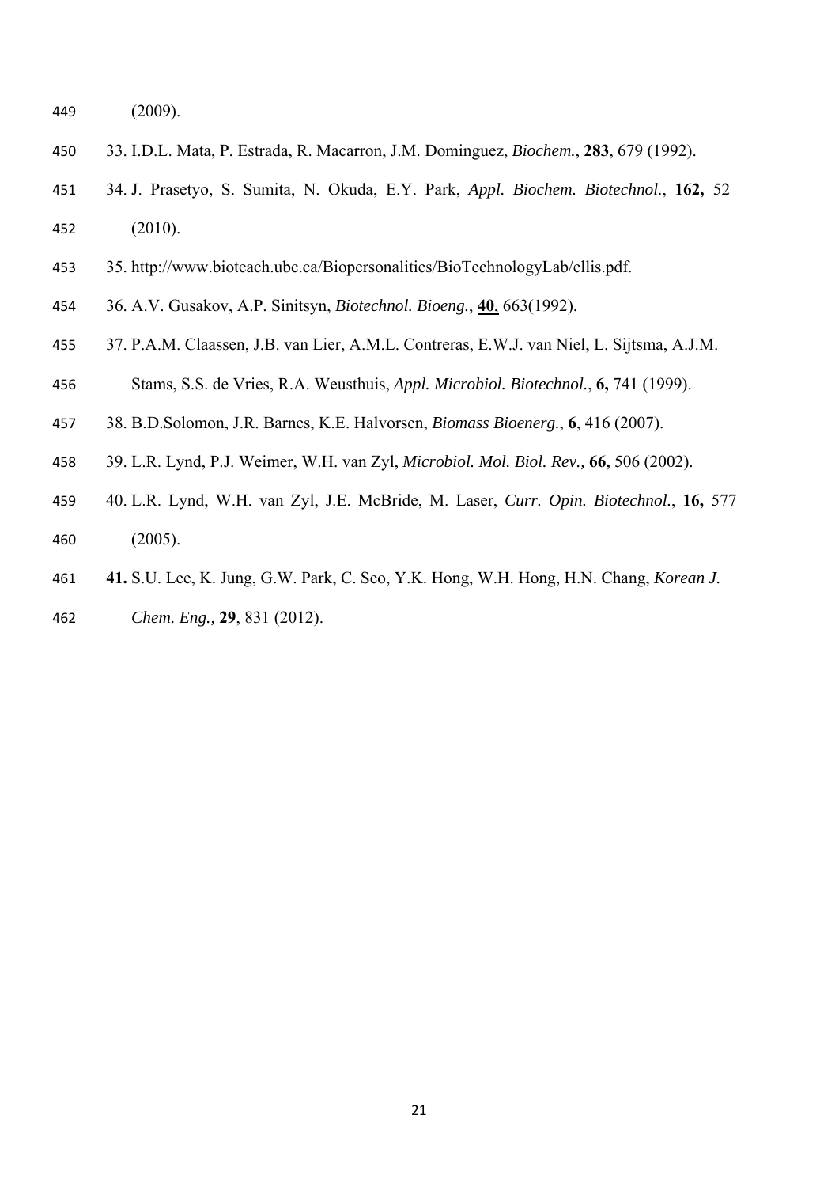(2009).

33. I.D.L. Mata, P. Estrada, R. Macarron, J.M. Dominguez, *Biochem.*, **283**, 679 (1992).

34. J. Prasetyo, S. Sumita, N. Okuda, E.Y. Park, *Appl. Biochem. Biotechnol.*, **162,** 52 (2010).

35. http://www.bioteach.ubc.ca/Biopersonalities/BioTechnologyLab/ellis.pdf.

36. A.V. Gusakov, A.P. Sinitsyn, *Biotechnol. Bioeng.*, **40**, 663(1992).

37. P.A.M. Claassen, J.B. van Lier, A.M.L. Contreras, E.W.J. van Niel, L. Sijtsma, A.J.M. Stams, S.S. de Vries, R.A. Weusthuis, *Appl. Microbiol. Biotechnol.*, **6,** 741 (1999).

38. B.D.Solomon, J.R. Barnes, K.E. Halvorsen, *Biomass Bioenerg.*, **6**, 416 (2007).

39. L.R. Lynd, P.J. Weimer, W.H. van Zyl, *Microbiol. Mol. Biol. Rev.,* **66,** 506 (2002).

40. L.R. Lynd, W.H. van Zyl, J.E. McBride, M. Laser, *Curr. Opin. Biotechnol.*, **16,** 577 (2005).

**41.** S.U. Lee, K. Jung, G.W. Park, C. Seo, Y.K. Hong, W.H. Hong, H.N. Chang, *Korean J. Chem. Eng.,* **29**, 831 (2012).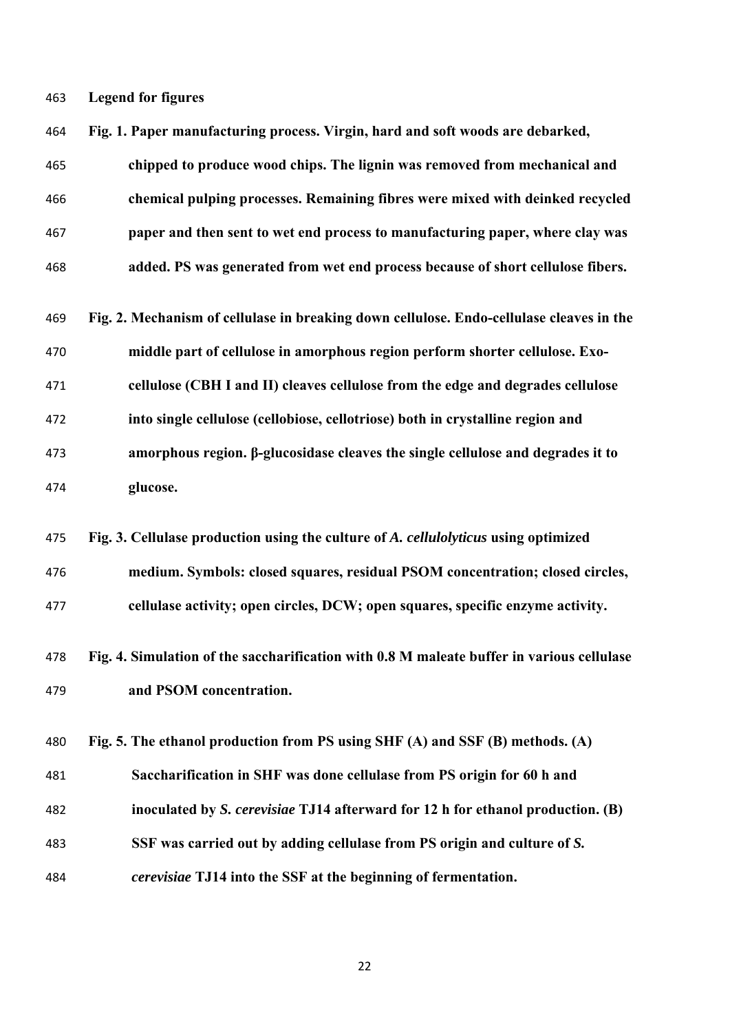**Legend for figures**

**Fig. 1. Paper manufacturing process. Virgin, hard and soft woods are debarked, chipped to produce wood chips. The lignin was removed from mechanical and chemical pulping processes. Remaining fibres were mixed with deinked recycled paper and then sent to wet end process to manufacturing paper, where clay was added. PS was generated from wet end process because of short cellulose fibers.**

**Fig. 2. Mechanism of cellulase in breaking down cellulose. Endo-cellulase cleaves in the middle part of cellulose in amorphous region perform shorter cellulose. Exo-cellulose (CBH I and II) cleaves cellulose from the edge and degrades cellulose into single cellulose (cellobiose, cellotriose) both in crystalline region and amorphous region. β-glucosidase cleaves the single cellulose and degrades it to glucose.**

**Fig. 3. Cellulase production using the culture of *A. cellulolyticus* using optimized medium. Symbols: closed squares, residual PSOM concentration; closed circles, cellulase activity; open circles, DCW; open squares, specific enzyme activity.**

**Fig. 4. Simulation of the saccharification with 0.8 M maleate buffer in various cellulase and PSOM concentration.**

**Fig. 5. The ethanol production from PS using SHF (A) and SSF (B) methods. (A) Saccharification in SHF was done cellulase from PS origin for 60 h and inoculated by *S. cerevisiae* TJ14 afterward for 12 h for ethanol production. (B) SSF was carried out by adding cellulase from PS origin and culture of *S. cerevisiae* TJ14 into the SSF at the beginning of fermentation.**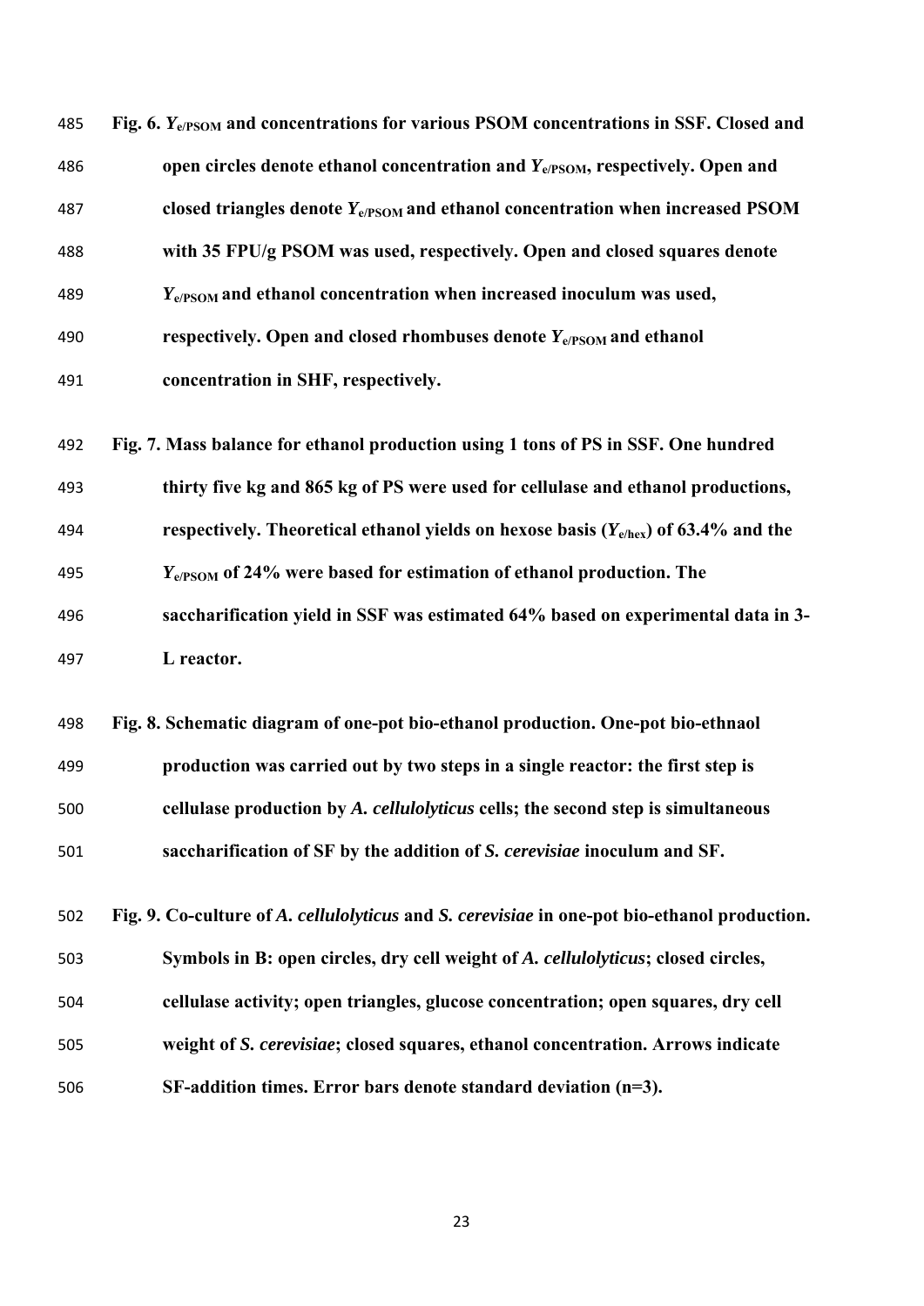**Fig. 6.** $Y_{e/PSOM}$ **and concentrations for various PSOM concentrations in SSF. Closed and open circles denote ethanol concentration and** $Y_{e/PSOM}$**, respectively. Open and closed triangles denote** $Y_{e/PSOM}$ **and ethanol concentration when increased PSOM with 35 FPU/g PSOM was used, respectively. Open and closed squares denote** $Y_{e/PSOM}$ **and ethanol concentration when increased inoculum was used, respectively. Open and closed rhombuses denote** $Y_{e/PSOM}$ **and ethanol concentration in SHF, respectively.**

**Fig. 7. Mass balance for ethanol production using 1 tons of PS in SSF. One hundred thirty five kg and 865 kg of PS were used for cellulase and ethanol productions, respectively. Theoretical ethanol yields on hexose basis (**$Y_{e/hex}$**) of 63.4% and the** $Y_{e/PSOM}$ **of 24% were based for estimation of ethanol production. The saccharification yield in SSF was estimated 64% based on experimental data in 3-L reactor.**

**Fig. 8. Schematic diagram of one-pot bio-ethanol production. One-pot bio-ethnaol production was carried out by two steps in a single reactor: the first step is cellulase production by *A. cellulolyticus* cells; the second step is simultaneous saccharification of SF by the addition of *S. cerevisiae* inoculum and SF.**

**Fig. 9. Co-culture of *A. cellulolyticus* and *S. cerevisiae* in one-pot bio-ethanol production. Symbols in B: open circles, dry cell weight of *A. cellulolyticus*; closed circles, cellulase activity; open triangles, glucose concentration; open squares, dry cell weight of *S. cerevisiae*; closed squares, ethanol concentration. Arrows indicate SF-addition times. Error bars denote standard deviation (n=3).**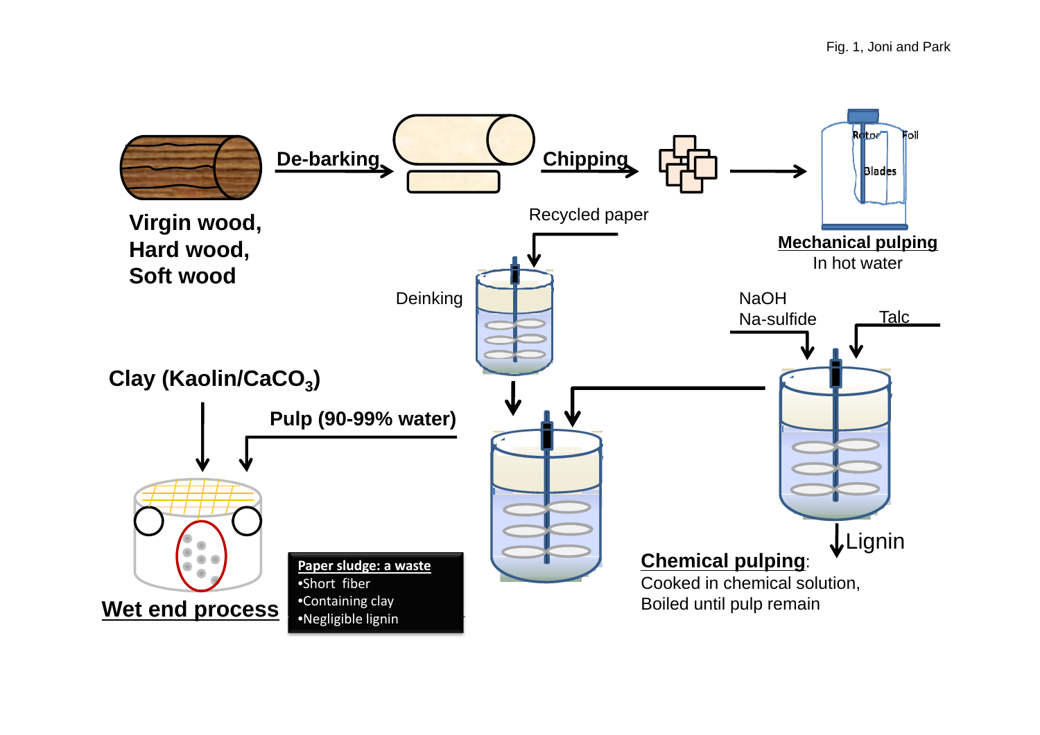Fig. 1, Joni and Park

Virgin wood,
Hard wood,
Soft wood

De-barking

Chipping

Recycled paper

Mechanical pulping
In hot water

Rotor Foil Blades

Deinking

NaOH
Na-sulfide

Talc

Clay (Kaolin/$CaCO_3$)

Pulp (90-99% water)

Lignin

Chemical pulping:
Cooked in chemical solution,
Boiled until pulp remain

Wet end process

**Paper sludge: a waste**
- Short fiber
- Containing clay
- Negligible lignin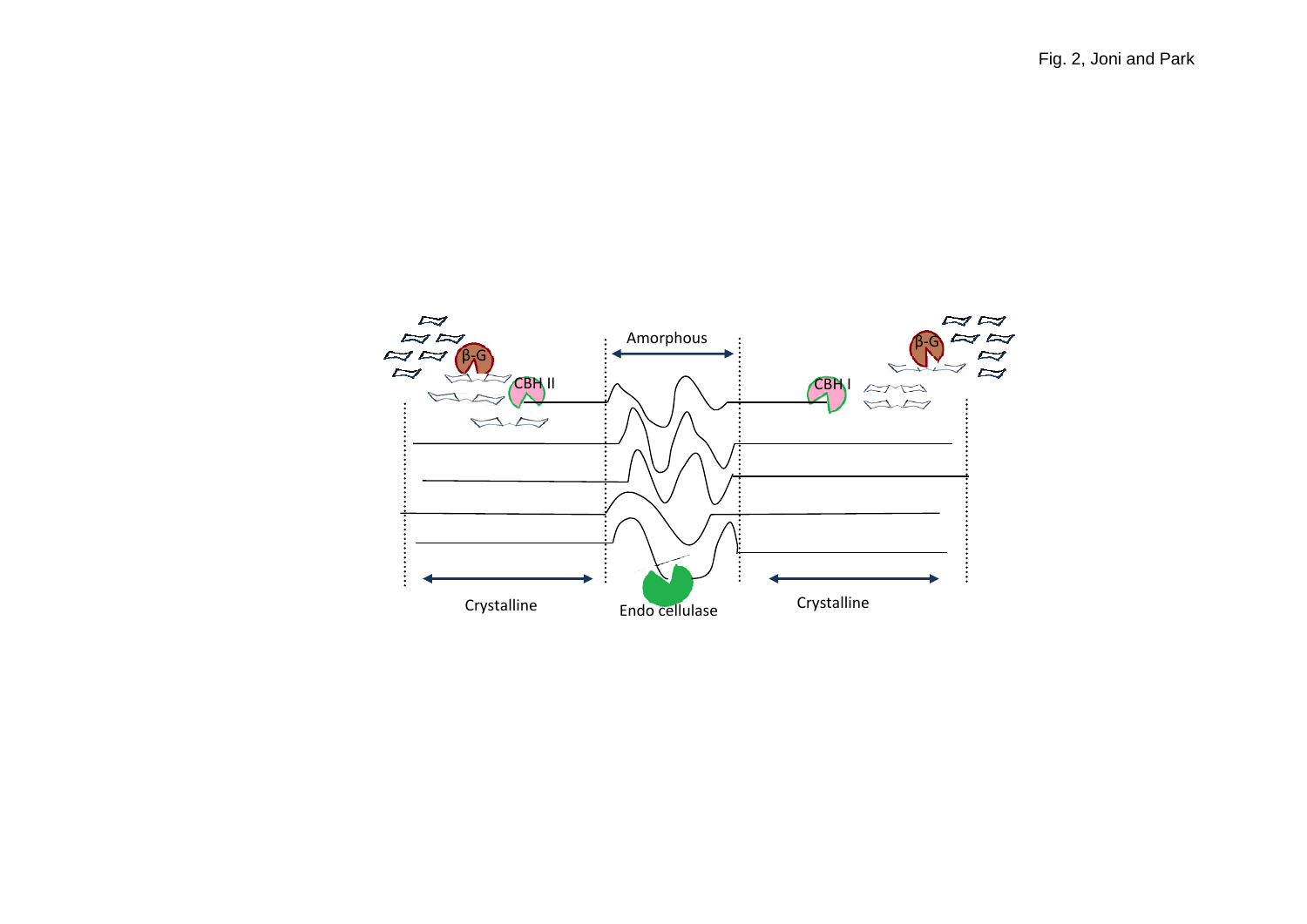Fig. 2, Joni and Park

Amorphous

β-G

CBH II

CBH I

β-G

Crystalline

Endo cellulase

Crystalline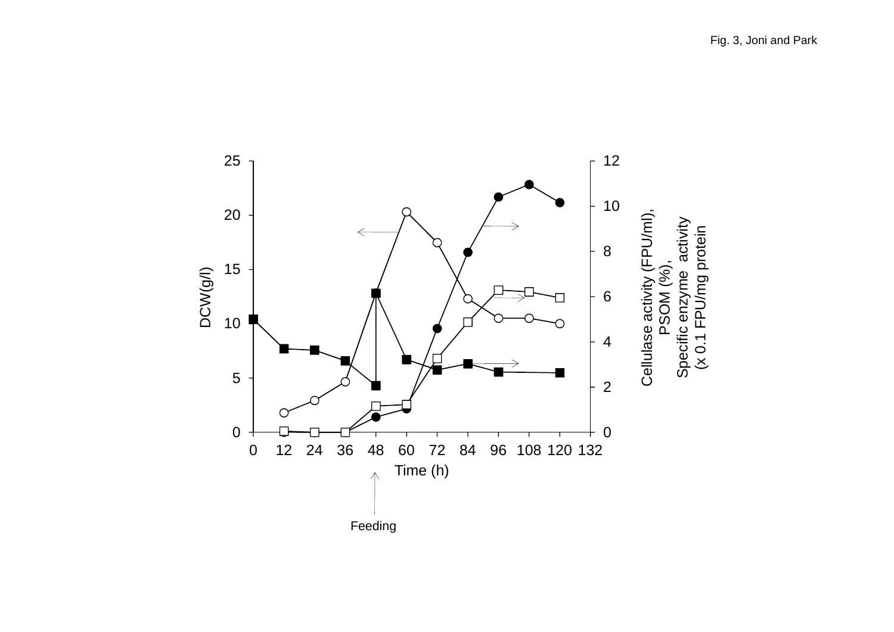Fig. 3, Joni and Park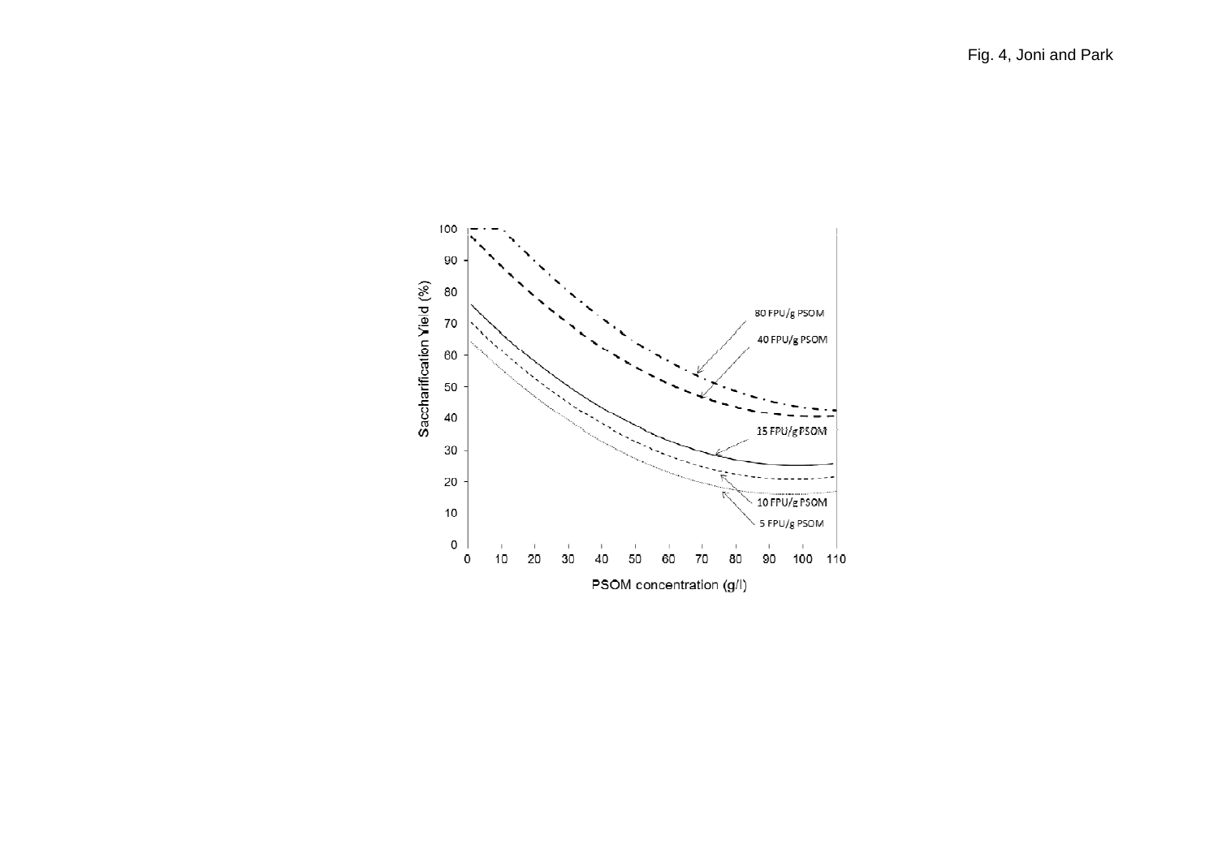Fig. 4, Joni and Park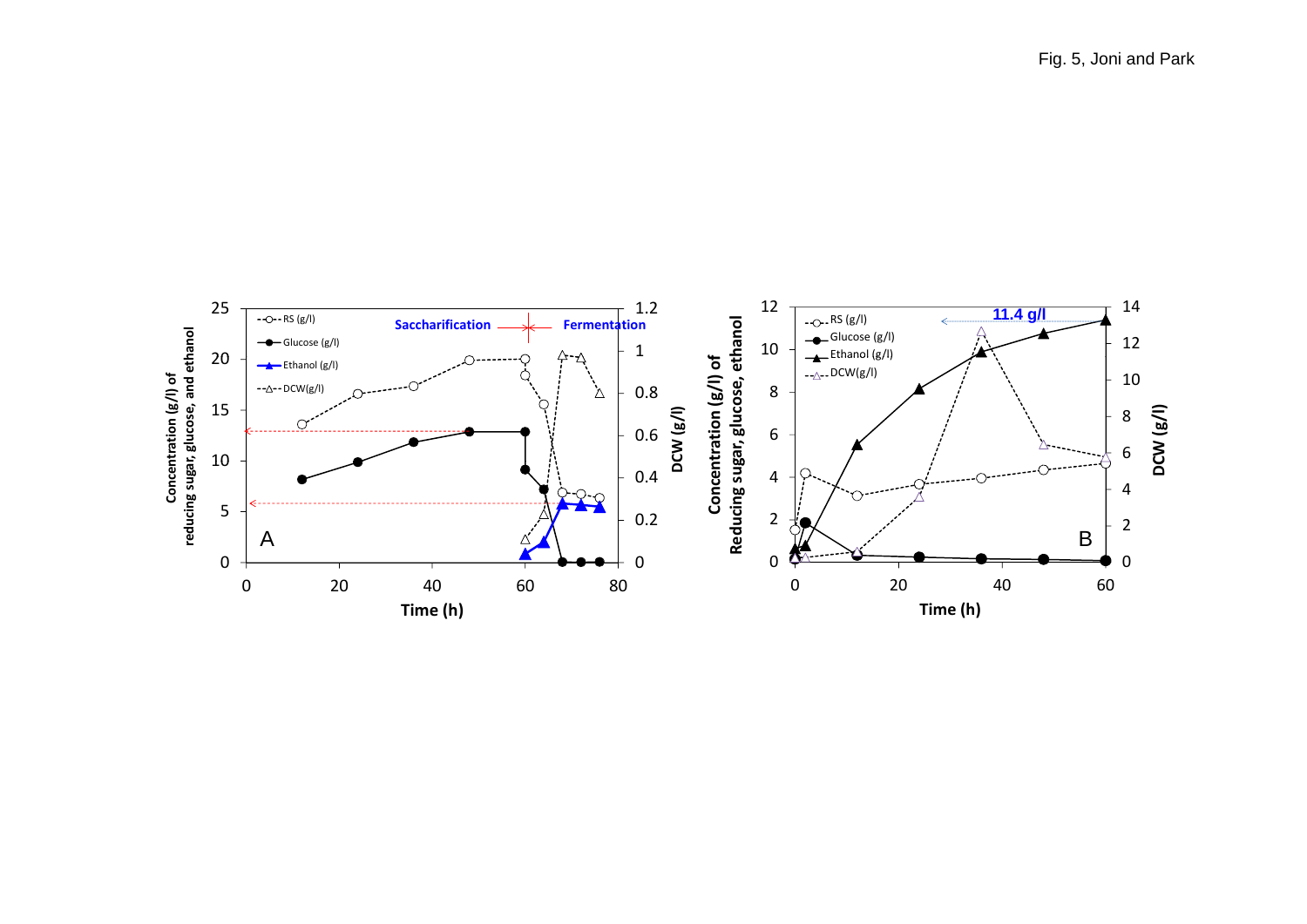Fig. 5, Joni and Park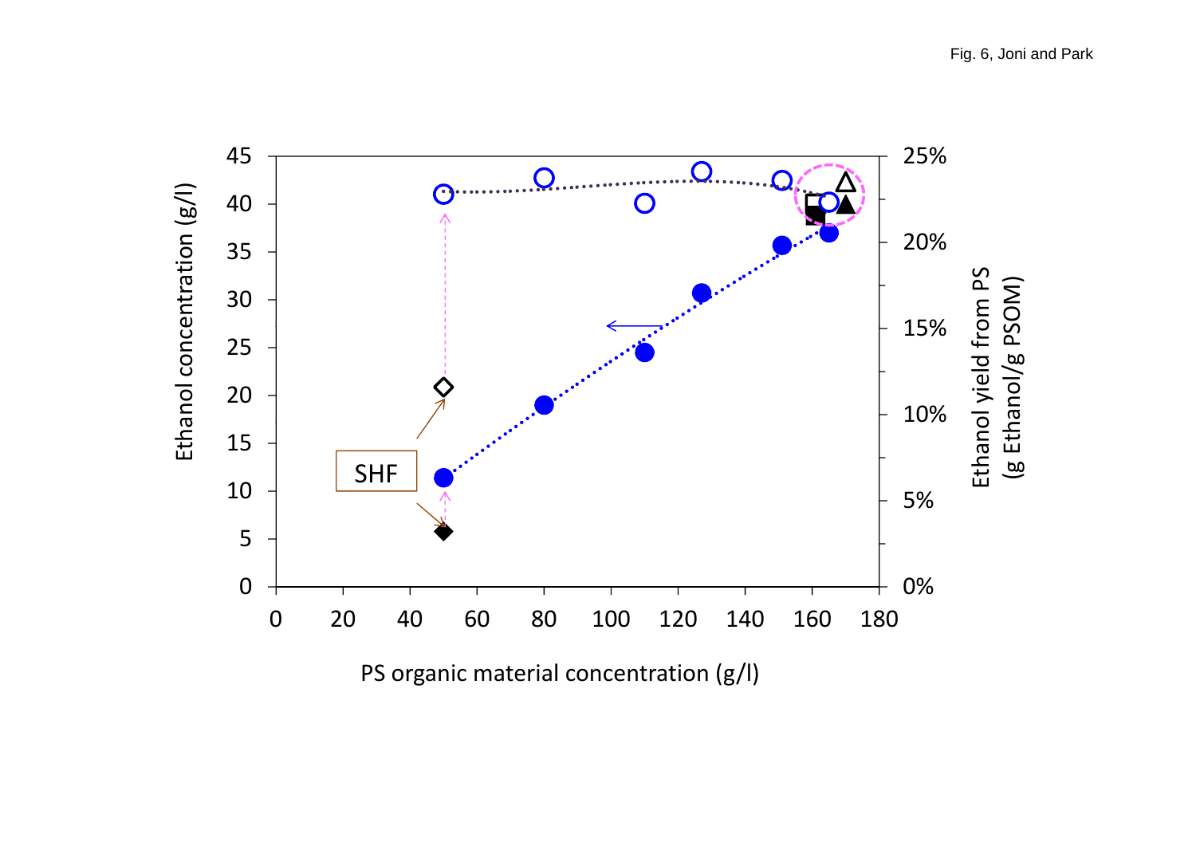Fig. 6, Joni and Park

Ethanol concentration (g/l)

Ethanol yield from PS (g Ethanol/g PSOM)

PS organic material concentration (g/l)

SHF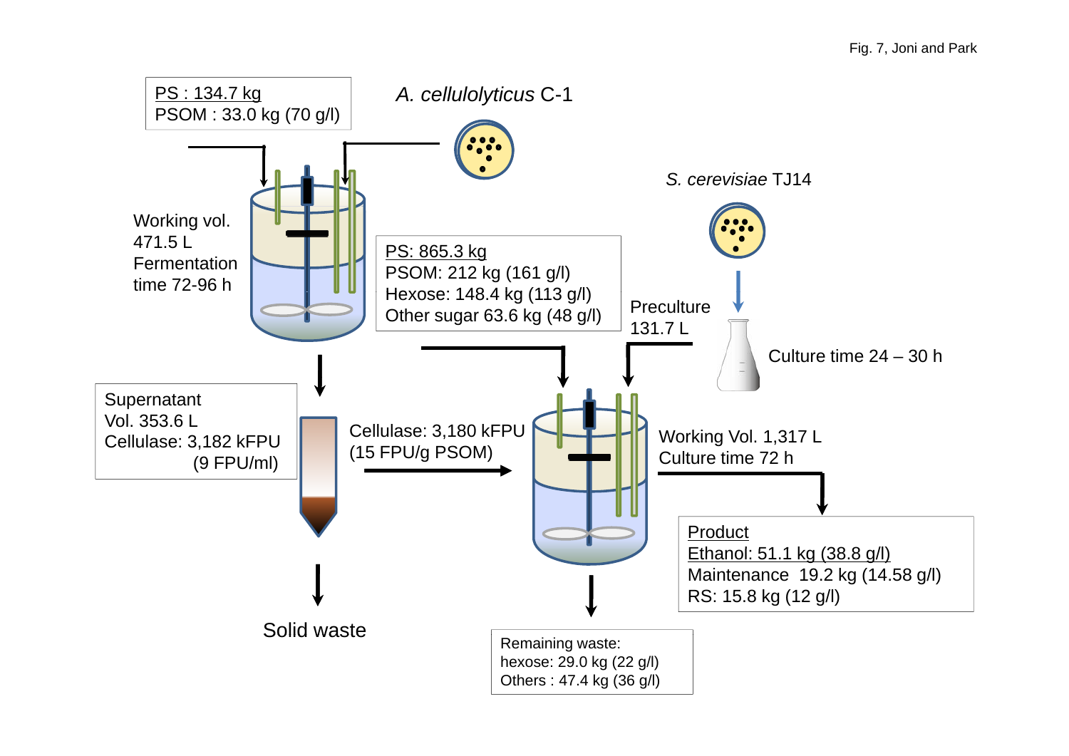Fig. 7, Joni and Park

PS : 134.7 kg
PSOM : 33.0 kg (70 g/l)

*A. cellulolyticus* C-1

Working vol. 471.5 L
Fermentation time 72-96 h

PS: 865.3 kg
PSOM: 212 kg (161 g/l)
Hexose: 148.4 kg (113 g/l)
Other sugar 63.6 kg (48 g/l)

*S. cerevisiae* TJ14

Preculture 131.7 L

Culture time 24 – 30 h

Supernatant
Vol. 353.6 L
Cellulase: 3,182 kFPU
(9 FPU/ml)

Cellulase: 3,180 kFPU
(15 FPU/g PSOM)

Working Vol. 1,317 L
Culture time 72 h

Product
Ethanol: 51.1 kg (38.8 g/l)
Maintenance 19.2 kg (14.58 g/l)
RS: 15.8 kg (12 g/l)

Solid waste

Remaining waste:
hexose: 29.0 kg (22 g/l)
Others : 47.4 kg (36 g/l)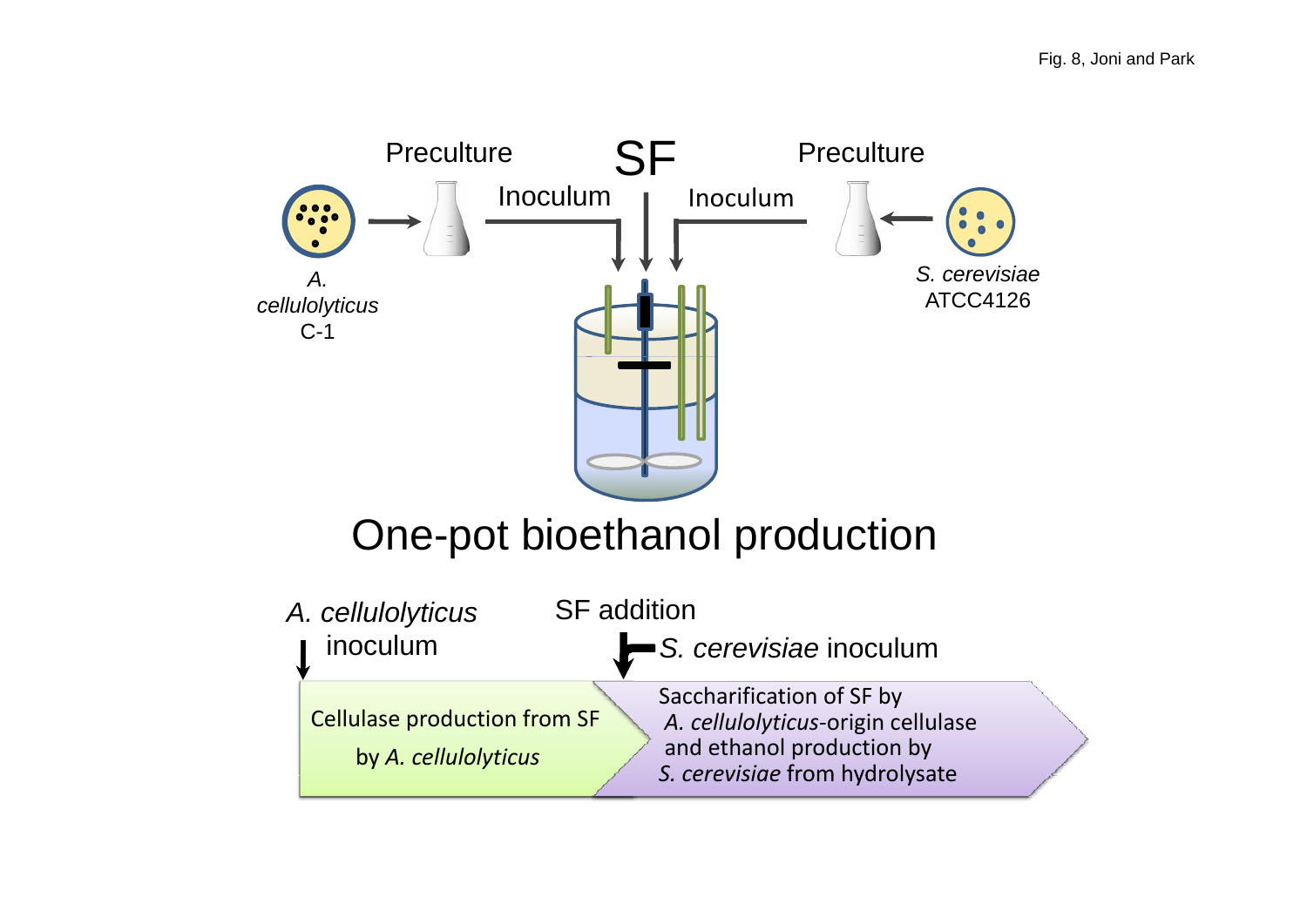Preculture

SF

Preculture

Inoculum

Inoculum

*A. cellulolyticus* C-1

*S. cerevisiae* ATCC4126

# One-pot bioethanol production

*A. cellulolyticus* inoculum

SF addition

*S. cerevisiae* inoculum

Cellulase production from SF by *A. cellulolyticus*

Saccharification of SF by *A. cellulolyticus*-origin cellulase and ethanol production by *S. cerevisiae* from hydrolysate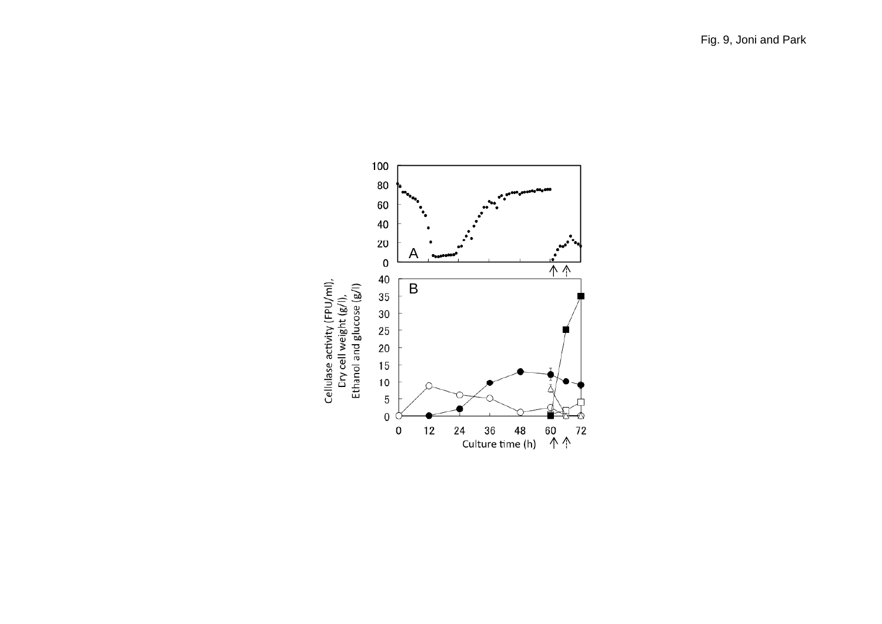Fig. 9, Joni and Park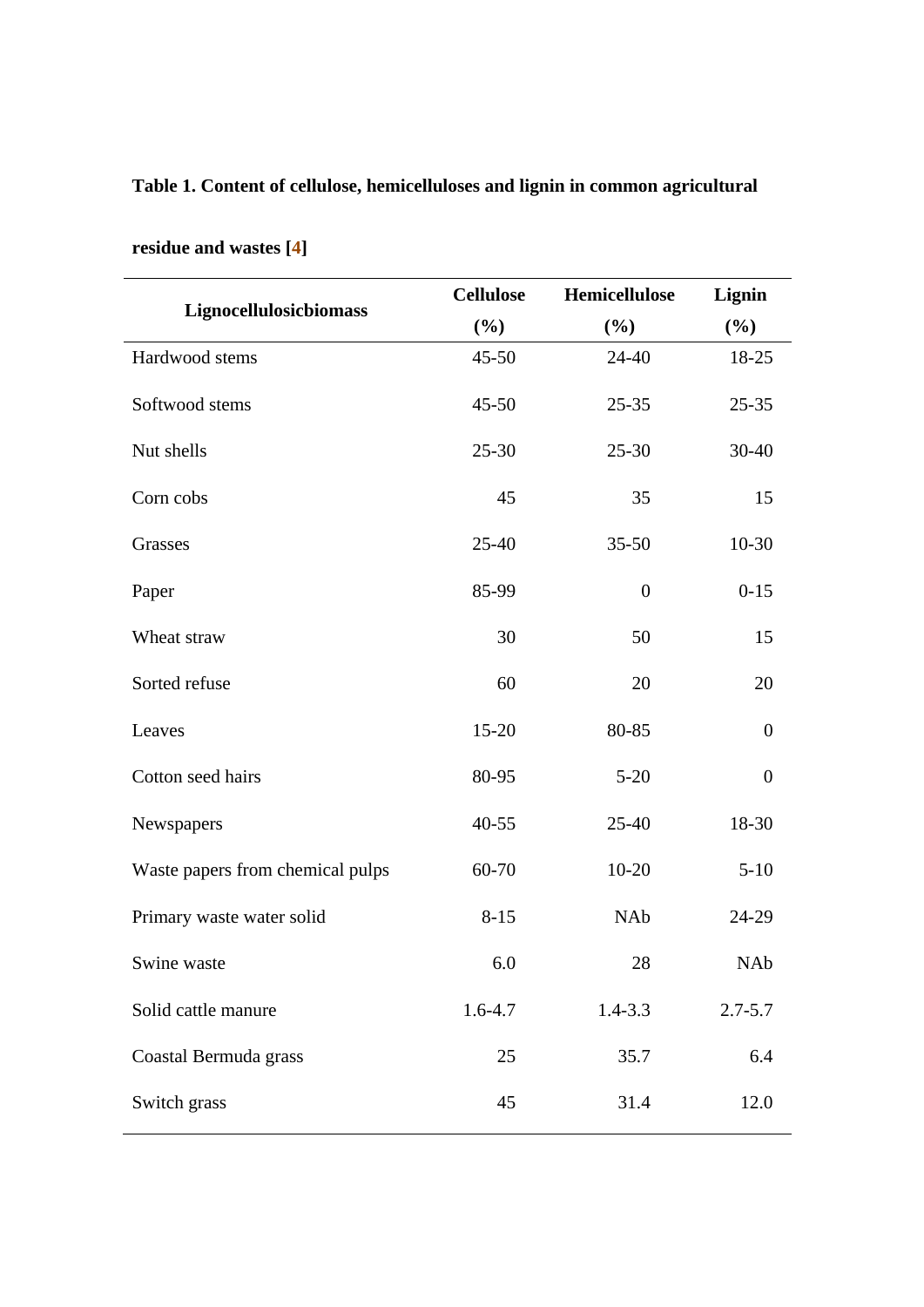**Table 1. Content of cellulose, hemicelluloses and lignin in common agricultural residue and wastes [4]**

| Lignocellulosicbiomass | Cellulose (%) | Hemicellulose (%) | Lignin (%) |
|---|---|---|---|
| Hardwood stems | 45-50 | 24-40 | 18-25 |
| Softwood stems | 45-50 | 25-35 | 25-35 |
| Nut shells | 25-30 | 25-30 | 30-40 |
| Corn cobs | 45 | 35 | 15 |
| Grasses | 25-40 | 35-50 | 10-30 |
| Paper | 85-99 | 0 | 0-15 |
| Wheat straw | 30 | 50 | 15 |
| Sorted refuse | 60 | 20 | 20 |
| Leaves | 15-20 | 80-85 | 0 |
| Cotton seed hairs | 80-95 | 5-20 | 0 |
| Newspapers | 40-55 | 25-40 | 18-30 |
| Waste papers from chemical pulps | 60-70 | 10-20 | 5-10 |
| Primary waste water solid | 8-15 | NAb | 24-29 |
| Swine waste | 6.0 | 28 | NAb |
| Solid cattle manure | 1.6-4.7 | 1.4-3.3 | 2.7-5.7 |
| Coastal Bermuda grass | 25 | 35.7 | 6.4 |
| Switch grass | 45 | 31.4 | 12.0 |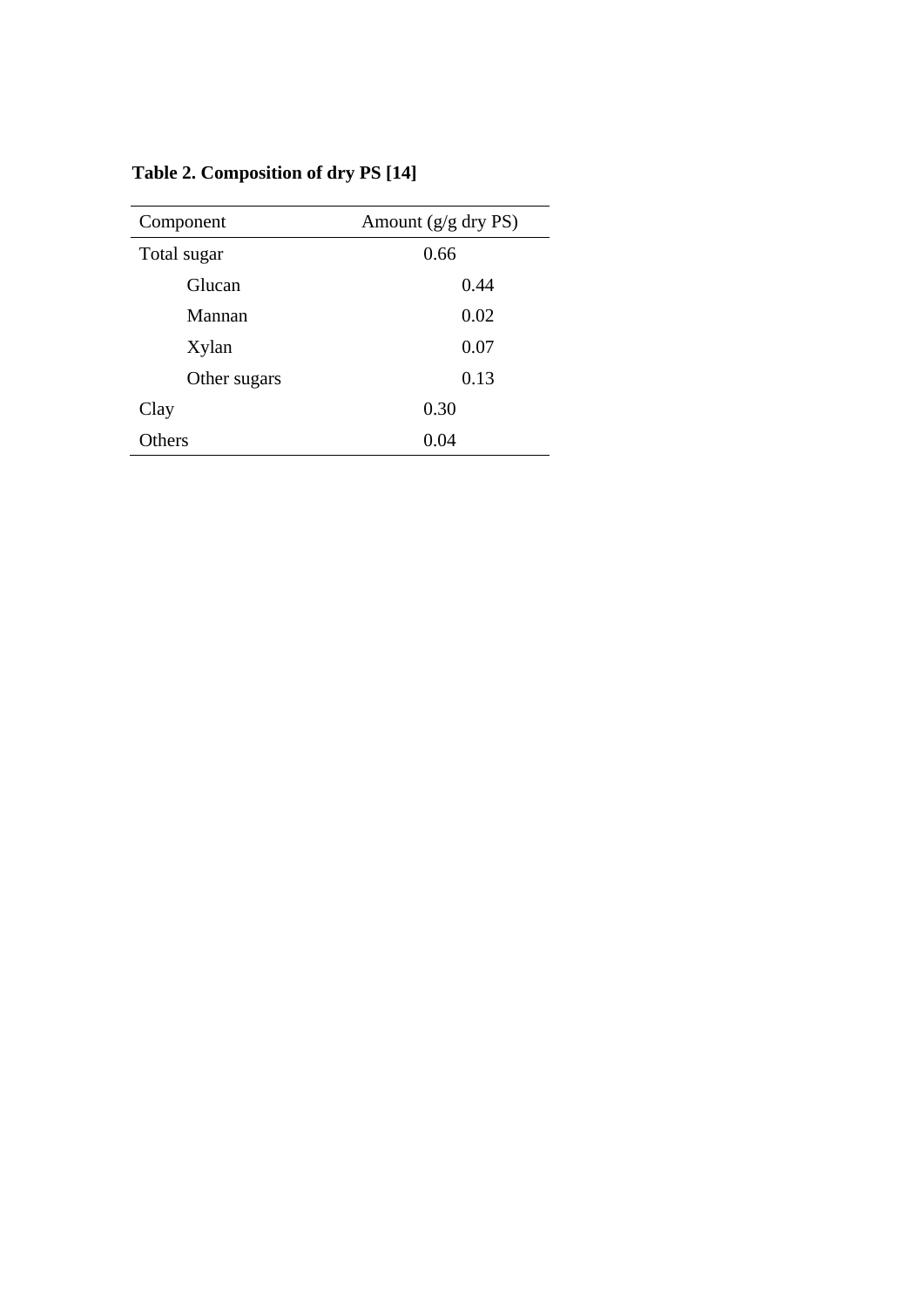**Table 2. Composition of dry PS [14]**

| Component | Amount (g/g dry PS) |
|---|---|
| Total sugar | 0.66 |
| Glucan | 0.44 |
| Mannan | 0.02 |
| Xylan | 0.07 |
| Other sugars | 0.13 |
| Clay | 0.30 |
| Others | 0.04 |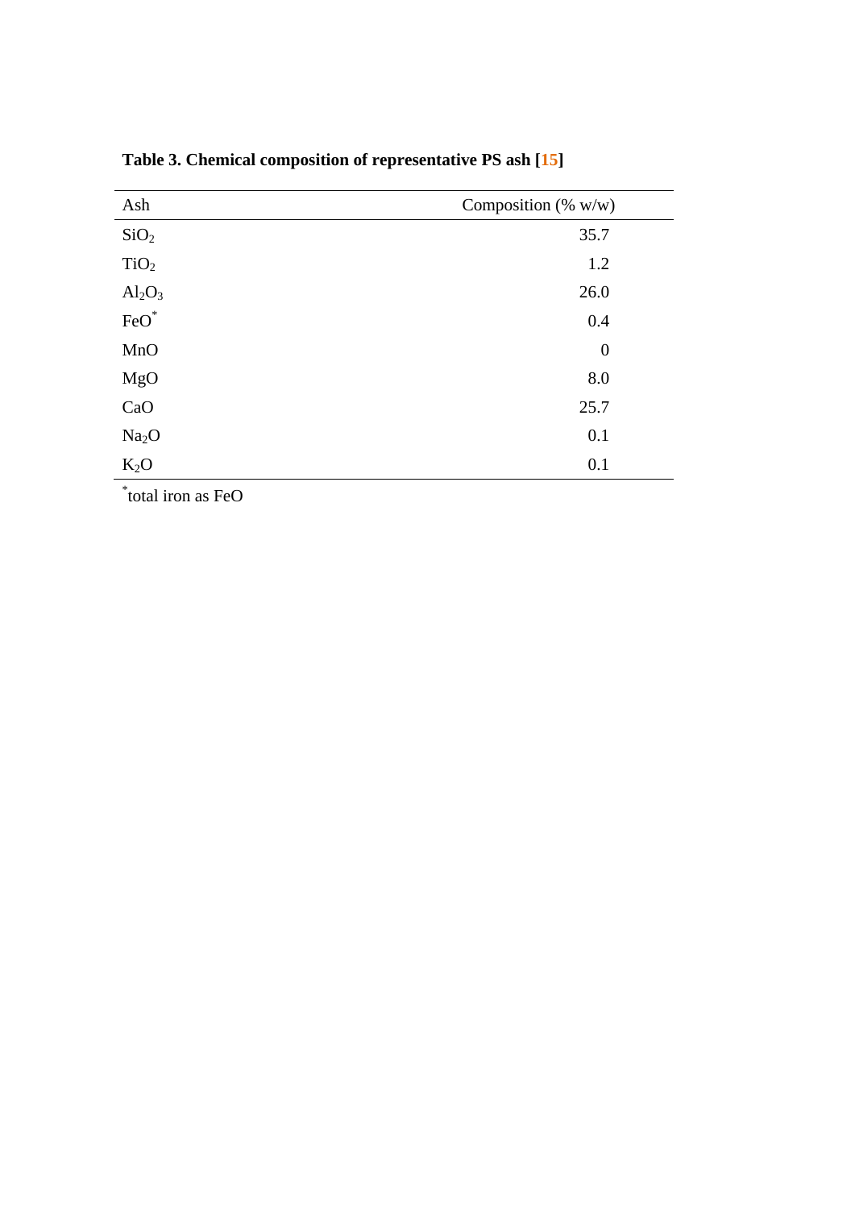**Table 3. Chemical composition of representative PS ash [15]**

| Ash | Composition (% w/w) |
| --- | --- |
| $SiO_2$ | 35.7 |
| $TiO_2$ | 1.2 |
| $Al_2O_3$ | 26.0 |
| FeO* | 0.4 |
| MnO | 0 |
| MgO | 8.0 |
| CaO | 25.7 |
| $Na_2O$ | 0.1 |
| $K_2O$ | 0.1 |

*total iron as FeO